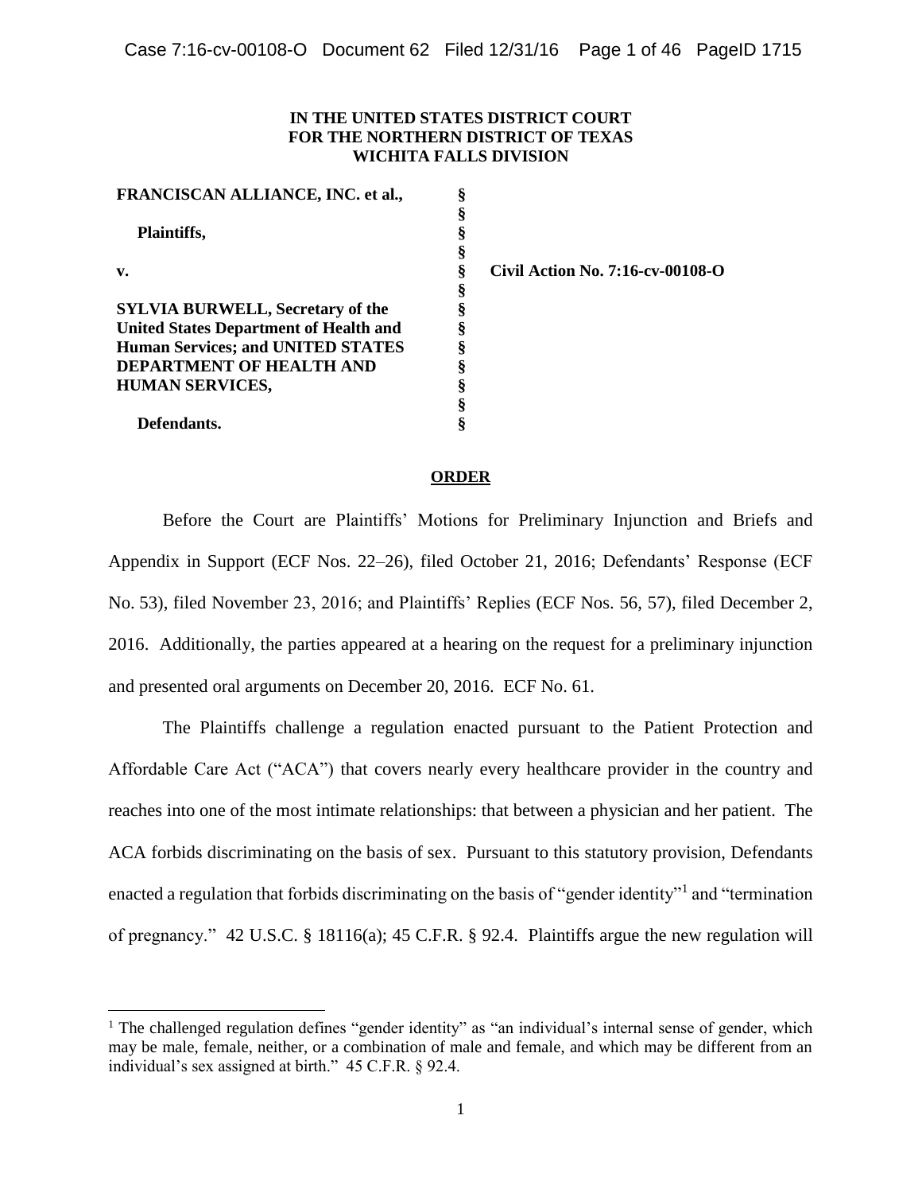**IN THE UNITED STATES DISTRICT COURT**
**FOR THE NORTHERN DISTRICT OF TEXAS**
**WICHITA FALLS DIVISION**

| | | |
|---|---|---|
| **FRANCISCAN ALLIANCE, INC. et al.,** | § | |
| | § | |
| **Plaintiffs,** | § | |
| | § | |
| **v.** | § | **Civil Action No. 7:16-cv-00108-O** |
| | § | |
| **SYLVIA BURWELL, Secretary of the United States Department of Health and Human Services; and UNITED STATES DEPARTMENT OF HEALTH AND HUMAN SERVICES,** | § | |
| | § | |
| **Defendants.** | § | |

**ORDER**

Before the Court are Plaintiffs' Motions for Preliminary Injunction and Briefs and Appendix in Support (ECF Nos. 22–26), filed October 21, 2016; Defendants' Response (ECF No. 53), filed November 23, 2016; and Plaintiffs' Replies (ECF Nos. 56, 57), filed December 2, 2016. Additionally, the parties appeared at a hearing on the request for a preliminary injunction and presented oral arguments on December 20, 2016. ECF No. 61.

The Plaintiffs challenge a regulation enacted pursuant to the Patient Protection and Affordable Care Act ("ACA") that covers nearly every healthcare provider in the country and reaches into one of the most intimate relationships: that between a physician and her patient. The ACA forbids discriminating on the basis of sex. Pursuant to this statutory provision, Defendants enacted a regulation that forbids discriminating on the basis of "gender identity"[1] and "termination of pregnancy." 42 U.S.C. § 18116(a); 45 C.F.R. § 92.4. Plaintiffs argue the new regulation will

[1] The challenged regulation defines "gender identity" as "an individual's internal sense of gender, which may be male, female, neither, or a combination of male and female, and which may be different from an individual's sex assigned at birth." 45 C.F.R. § 92.4.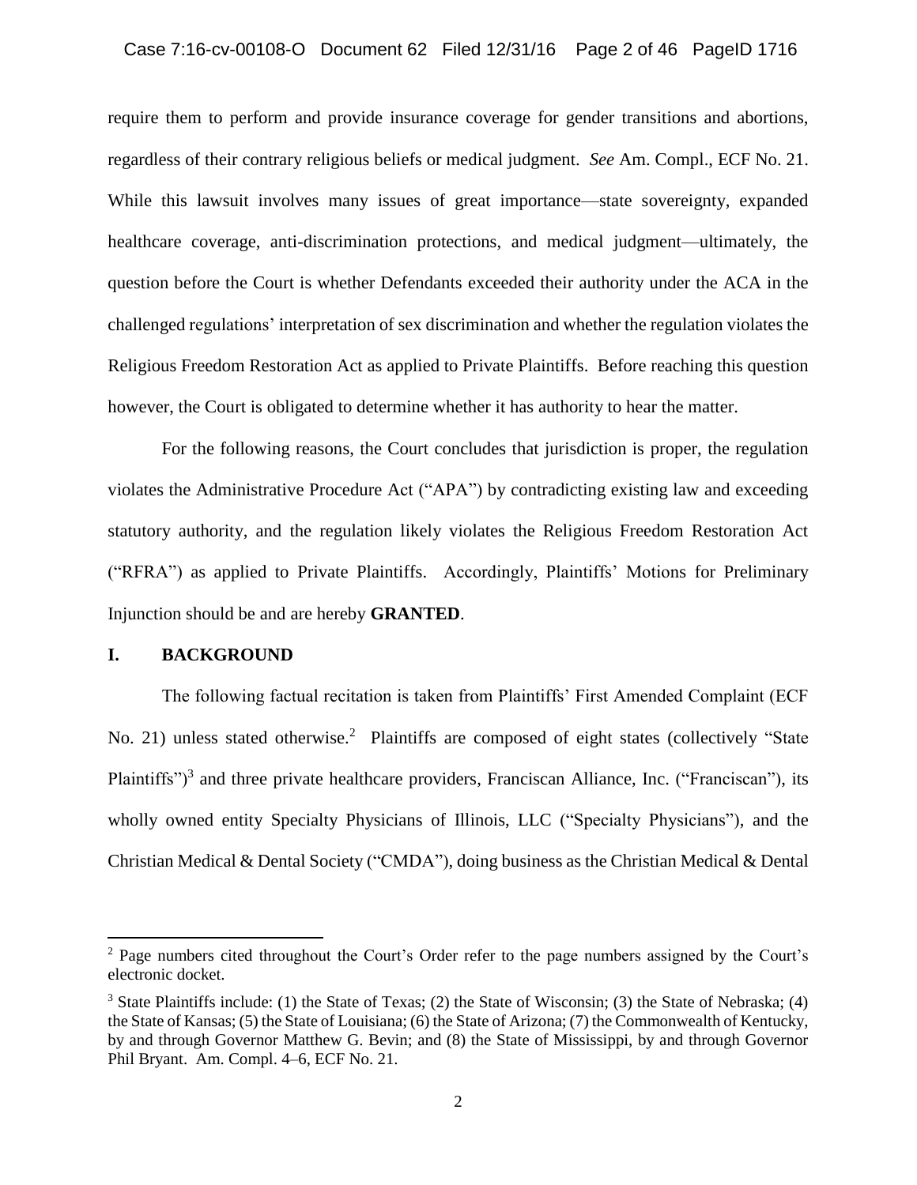require them to perform and provide insurance coverage for gender transitions and abortions, regardless of their contrary religious beliefs or medical judgment. *See* Am. Compl., ECF No. 21. While this lawsuit involves many issues of great importance—state sovereignty, expanded healthcare coverage, anti-discrimination protections, and medical judgment—ultimately, the question before the Court is whether Defendants exceeded their authority under the ACA in the challenged regulations' interpretation of sex discrimination and whether the regulation violates the Religious Freedom Restoration Act as applied to Private Plaintiffs. Before reaching this question however, the Court is obligated to determine whether it has authority to hear the matter.

For the following reasons, the Court concludes that jurisdiction is proper, the regulation violates the Administrative Procedure Act ("APA") by contradicting existing law and exceeding statutory authority, and the regulation likely violates the Religious Freedom Restoration Act ("RFRA") as applied to Private Plaintiffs. Accordingly, Plaintiffs' Motions for Preliminary Injunction should be and are hereby **GRANTED**.

## I. BACKGROUND

The following factual recitation is taken from Plaintiffs' First Amended Complaint (ECF No. 21) unless stated otherwise.[2] Plaintiffs are composed of eight states (collectively "State Plaintiffs")[3] and three private healthcare providers, Franciscan Alliance, Inc. ("Franciscan"), its wholly owned entity Specialty Physicians of Illinois, LLC ("Specialty Physicians"), and the Christian Medical & Dental Society ("CMDA"), doing business as the Christian Medical & Dental

---

[2] Page numbers cited throughout the Court's Order refer to the page numbers assigned by the Court's electronic docket.

[3] State Plaintiffs include: (1) the State of Texas; (2) the State of Wisconsin; (3) the State of Nebraska; (4) the State of Kansas; (5) the State of Louisiana; (6) the State of Arizona; (7) the Commonwealth of Kentucky, by and through Governor Matthew G. Bevin; and (8) the State of Mississippi, by and through Governor Phil Bryant. Am. Compl. 4–6, ECF No. 21.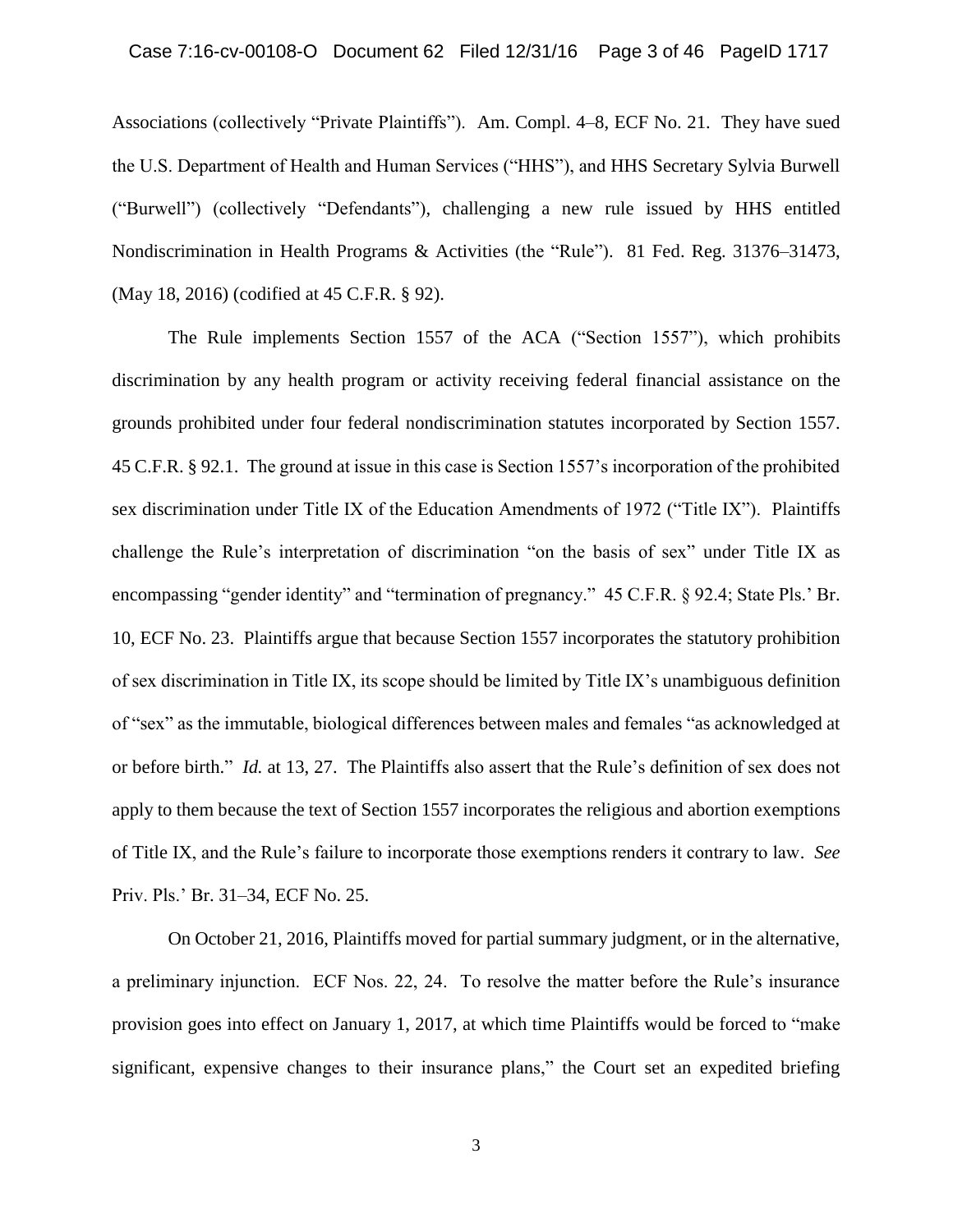Associations (collectively "Private Plaintiffs"). Am. Compl. 4–8, ECF No. 21. They have sued the U.S. Department of Health and Human Services ("HHS"), and HHS Secretary Sylvia Burwell ("Burwell") (collectively "Defendants"), challenging a new rule issued by HHS entitled Nondiscrimination in Health Programs & Activities (the "Rule"). 81 Fed. Reg. 31376–31473, (May 18, 2016) (codified at 45 C.F.R. § 92).

The Rule implements Section 1557 of the ACA ("Section 1557"), which prohibits discrimination by any health program or activity receiving federal financial assistance on the grounds prohibited under four federal nondiscrimination statutes incorporated by Section 1557. 45 C.F.R. § 92.1. The ground at issue in this case is Section 1557's incorporation of the prohibited sex discrimination under Title IX of the Education Amendments of 1972 ("Title IX"). Plaintiffs challenge the Rule's interpretation of discrimination "on the basis of sex" under Title IX as encompassing "gender identity" and "termination of pregnancy." 45 C.F.R. § 92.4; State Pls.' Br. 10, ECF No. 23. Plaintiffs argue that because Section 1557 incorporates the statutory prohibition of sex discrimination in Title IX, its scope should be limited by Title IX's unambiguous definition of "sex" as the immutable, biological differences between males and females "as acknowledged at or before birth." *Id.* at 13, 27. The Plaintiffs also assert that the Rule's definition of sex does not apply to them because the text of Section 1557 incorporates the religious and abortion exemptions of Title IX, and the Rule's failure to incorporate those exemptions renders it contrary to law. *See* Priv. Pls.' Br. 31–34, ECF No. 25.

On October 21, 2016, Plaintiffs moved for partial summary judgment, or in the alternative, a preliminary injunction. ECF Nos. 22, 24. To resolve the matter before the Rule's insurance provision goes into effect on January 1, 2017, at which time Plaintiffs would be forced to "make significant, expensive changes to their insurance plans," the Court set an expedited briefing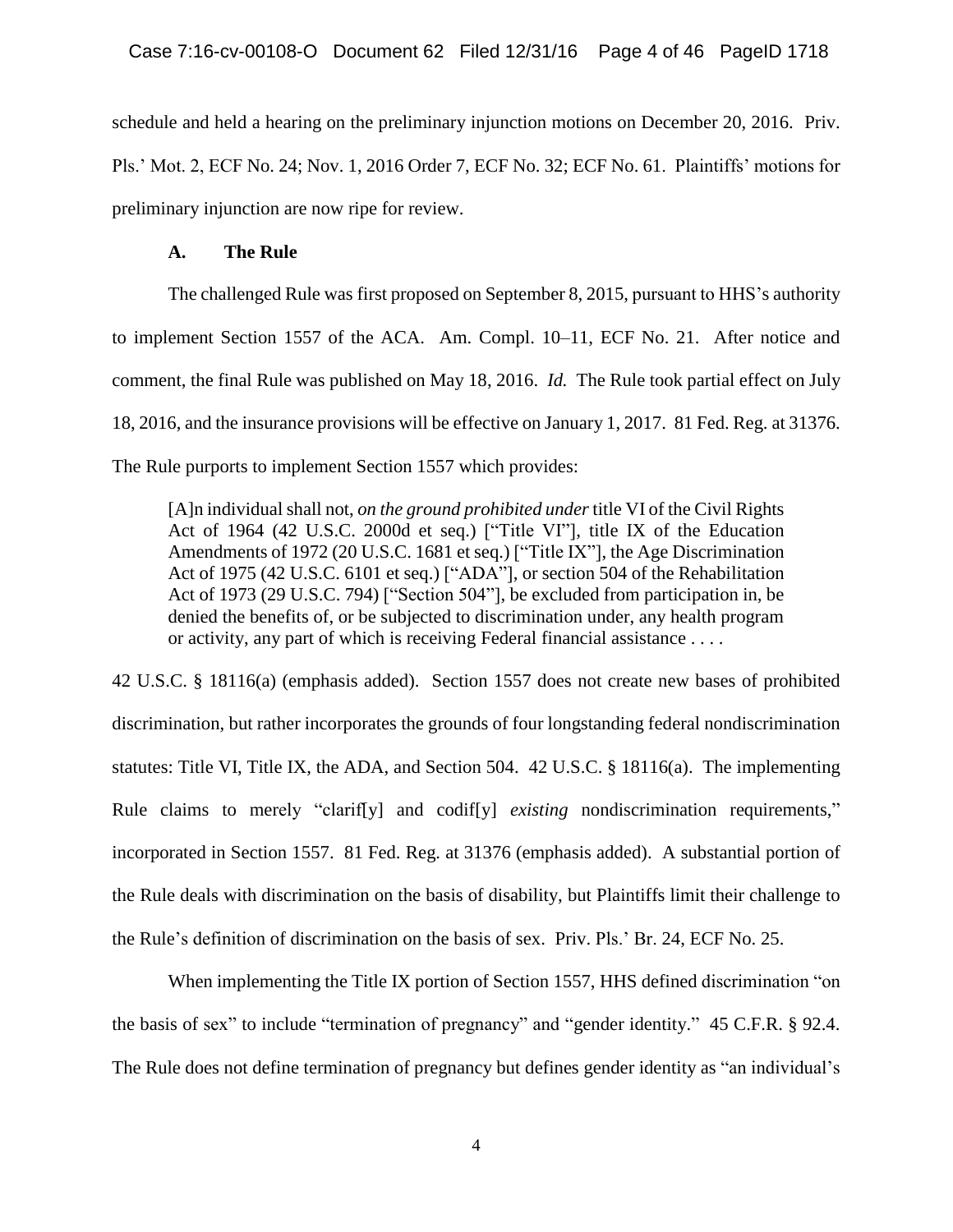schedule and held a hearing on the preliminary injunction motions on December 20, 2016. Priv. Pls.' Mot. 2, ECF No. 24; Nov. 1, 2016 Order 7, ECF No. 32; ECF No. 61. Plaintiffs' motions for preliminary injunction are now ripe for review.

### A. The Rule

The challenged Rule was first proposed on September 8, 2015, pursuant to HHS's authority to implement Section 1557 of the ACA. Am. Compl. 10–11, ECF No. 21. After notice and comment, the final Rule was published on May 18, 2016. *Id.* The Rule took partial effect on July 18, 2016, and the insurance provisions will be effective on January 1, 2017. 81 Fed. Reg. at 31376. The Rule purports to implement Section 1557 which provides:

> [A]n individual shall not, *on the ground prohibited under* title VI of the Civil Rights Act of 1964 (42 U.S.C. 2000d et seq.) ["Title VI"], title IX of the Education Amendments of 1972 (20 U.S.C. 1681 et seq.) ["Title IX"], the Age Discrimination Act of 1975 (42 U.S.C. 6101 et seq.) ["ADA"], or section 504 of the Rehabilitation Act of 1973 (29 U.S.C. 794) ["Section 504"], be excluded from participation in, be denied the benefits of, or be subjected to discrimination under, any health program or activity, any part of which is receiving Federal financial assistance . . . .

42 U.S.C. § 18116(a) (emphasis added). Section 1557 does not create new bases of prohibited discrimination, but rather incorporates the grounds of four longstanding federal nondiscrimination statutes: Title VI, Title IX, the ADA, and Section 504. 42 U.S.C. § 18116(a). The implementing Rule claims to merely "clarif[y] and codif[y] *existing* nondiscrimination requirements," incorporated in Section 1557. 81 Fed. Reg. at 31376 (emphasis added). A substantial portion of the Rule deals with discrimination on the basis of disability, but Plaintiffs limit their challenge to the Rule's definition of discrimination on the basis of sex. Priv. Pls.' Br. 24, ECF No. 25.

When implementing the Title IX portion of Section 1557, HHS defined discrimination "on the basis of sex" to include "termination of pregnancy" and "gender identity." 45 C.F.R. § 92.4. The Rule does not define termination of pregnancy but defines gender identity as "an individual's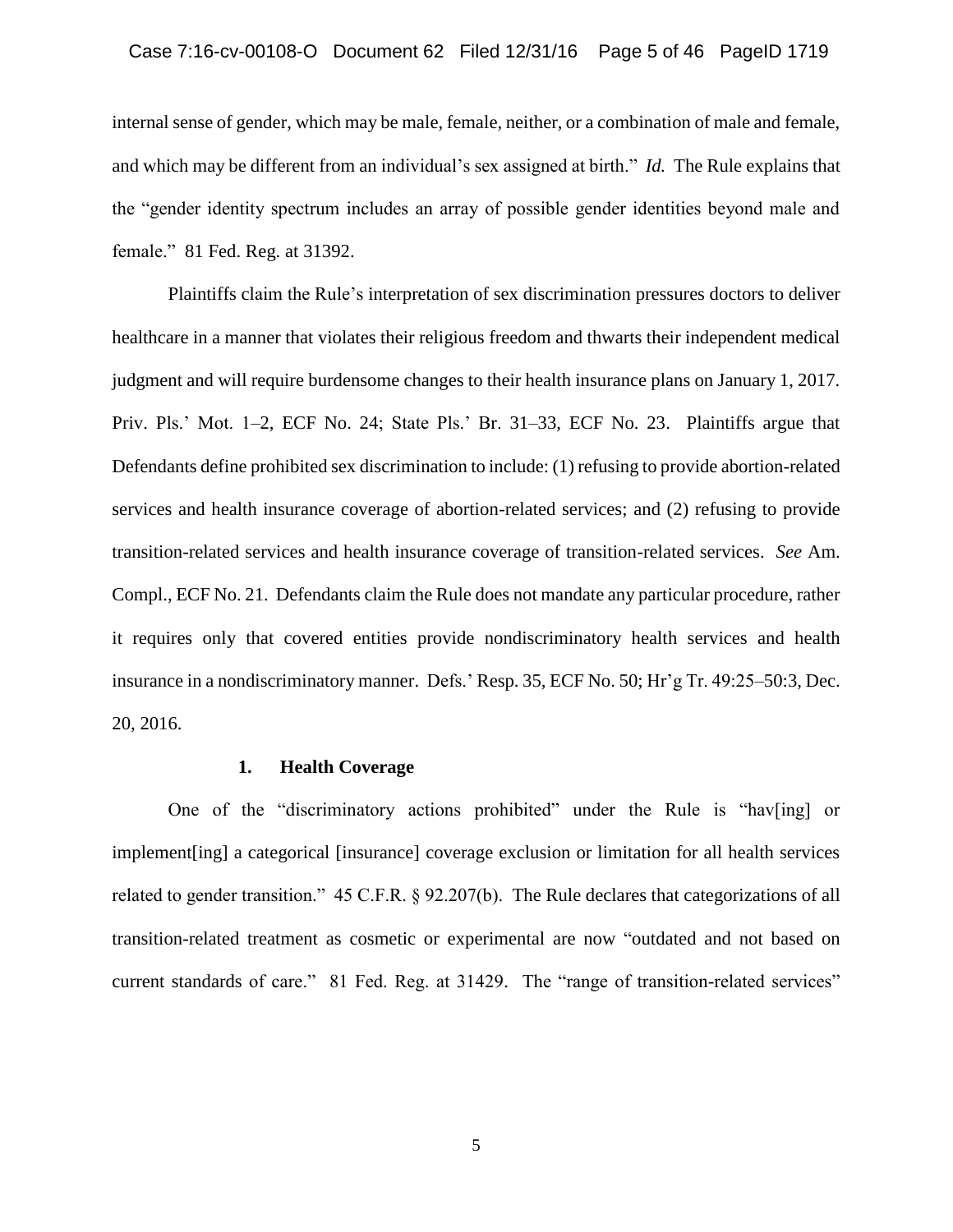internal sense of gender, which may be male, female, neither, or a combination of male and female, and which may be different from an individual's sex assigned at birth." *Id.* The Rule explains that the "gender identity spectrum includes an array of possible gender identities beyond male and female." 81 Fed. Reg. at 31392.

Plaintiffs claim the Rule's interpretation of sex discrimination pressures doctors to deliver healthcare in a manner that violates their religious freedom and thwarts their independent medical judgment and will require burdensome changes to their health insurance plans on January 1, 2017. Priv. Pls.' Mot. 1–2, ECF No. 24; State Pls.' Br. 31–33, ECF No. 23. Plaintiffs argue that Defendants define prohibited sex discrimination to include: (1) refusing to provide abortion-related services and health insurance coverage of abortion-related services; and (2) refusing to provide transition-related services and health insurance coverage of transition-related services. *See* Am. Compl., ECF No. 21. Defendants claim the Rule does not mandate any particular procedure, rather it requires only that covered entities provide nondiscriminatory health services and health insurance in a nondiscriminatory manner. Defs.' Resp. 35, ECF No. 50; Hr'g Tr. 49:25–50:3, Dec. 20, 2016.

### 1. Health Coverage

One of the "discriminatory actions prohibited" under the Rule is "hav[ing] or implement[ing] a categorical [insurance] coverage exclusion or limitation for all health services related to gender transition." 45 C.F.R. § 92.207(b). The Rule declares that categorizations of all transition-related treatment as cosmetic or experimental are now "outdated and not based on current standards of care." 81 Fed. Reg. at 31429. The "range of transition-related services"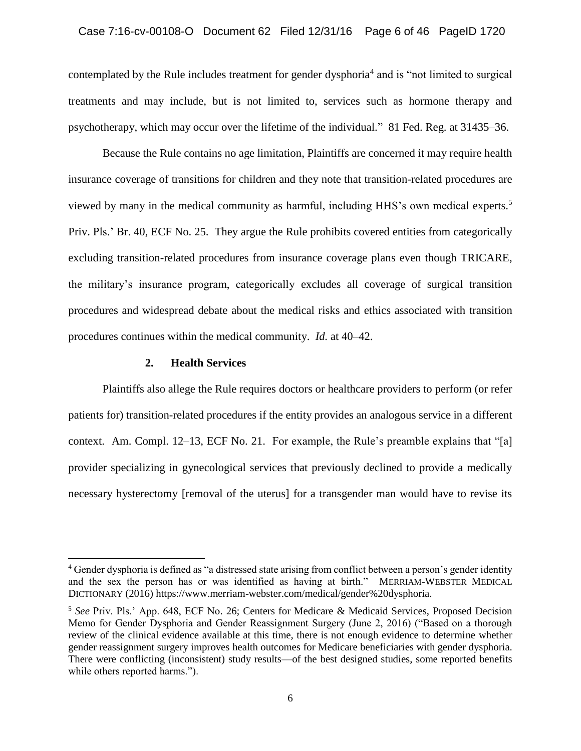contemplated by the Rule includes treatment for gender dysphoria[4] and is "not limited to surgical treatments and may include, but is not limited to, services such as hormone therapy and psychotherapy, which may occur over the lifetime of the individual." 81 Fed. Reg. at 31435–36.

Because the Rule contains no age limitation, Plaintiffs are concerned it may require health insurance coverage of transitions for children and they note that transition-related procedures are viewed by many in the medical community as harmful, including HHS's own medical experts.[5] Priv. Pls.' Br. 40, ECF No. 25. They argue the Rule prohibits covered entities from categorically excluding transition-related procedures from insurance coverage plans even though TRICARE, the military's insurance program, categorically excludes all coverage of surgical transition procedures and widespread debate about the medical risks and ethics associated with transition procedures continues within the medical community. *Id.* at 40–42.

### 2. Health Services

Plaintiffs also allege the Rule requires doctors or healthcare providers to perform (or refer patients for) transition-related procedures if the entity provides an analogous service in a different context. Am. Compl. 12–13, ECF No. 21. For example, the Rule's preamble explains that "[a] provider specializing in gynecological services that previously declined to provide a medically necessary hysterectomy [removal of the uterus] for a transgender man would have to revise its

---

[4] Gender dysphoria is defined as "a distressed state arising from conflict between a person's gender identity and the sex the person has or was identified as having at birth." MERRIAM-WEBSTER MEDICAL DICTIONARY (2016) https://www.merriam-webster.com/medical/gender%20dysphoria.

[5] *See* Priv. Pls.' App. 648, ECF No. 26; Centers for Medicare & Medicaid Services, Proposed Decision Memo for Gender Dysphoria and Gender Reassignment Surgery (June 2, 2016) ("Based on a thorough review of the clinical evidence available at this time, there is not enough evidence to determine whether gender reassignment surgery improves health outcomes for Medicare beneficiaries with gender dysphoria. There were conflicting (inconsistent) study results—of the best designed studies, some reported benefits while others reported harms.").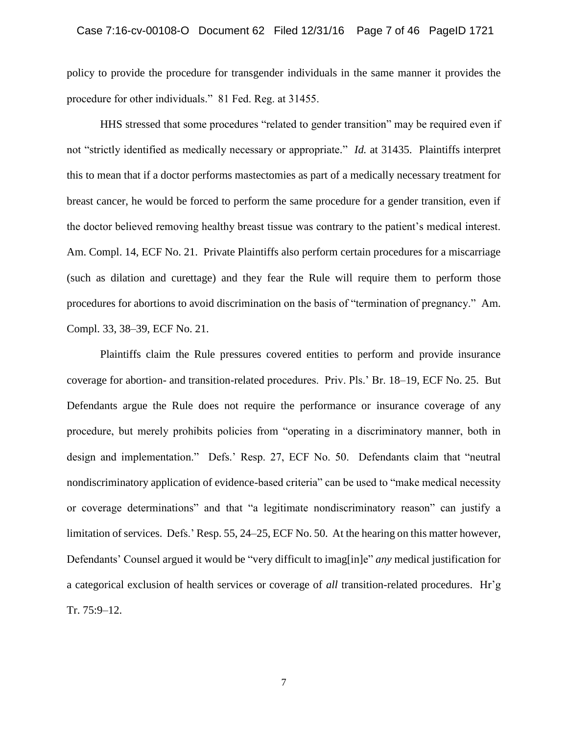policy to provide the procedure for transgender individuals in the same manner it provides the procedure for other individuals." 81 Fed. Reg. at 31455.

HHS stressed that some procedures "related to gender transition" may be required even if not "strictly identified as medically necessary or appropriate." *Id.* at 31435. Plaintiffs interpret this to mean that if a doctor performs mastectomies as part of a medically necessary treatment for breast cancer, he would be forced to perform the same procedure for a gender transition, even if the doctor believed removing healthy breast tissue was contrary to the patient's medical interest. Am. Compl. 14, ECF No. 21. Private Plaintiffs also perform certain procedures for a miscarriage (such as dilation and curettage) and they fear the Rule will require them to perform those procedures for abortions to avoid discrimination on the basis of "termination of pregnancy." Am. Compl. 33, 38–39, ECF No. 21.

Plaintiffs claim the Rule pressures covered entities to perform and provide insurance coverage for abortion- and transition-related procedures. Priv. Pls.' Br. 18–19, ECF No. 25. But Defendants argue the Rule does not require the performance or insurance coverage of any procedure, but merely prohibits policies from "operating in a discriminatory manner, both in design and implementation." Defs.' Resp. 27, ECF No. 50. Defendants claim that "neutral nondiscriminatory application of evidence-based criteria" can be used to "make medical necessity or coverage determinations" and that "a legitimate nondiscriminatory reason" can justify a limitation of services. Defs.' Resp. 55, 24–25, ECF No. 50. At the hearing on this matter however, Defendants' Counsel argued it would be "very difficult to imag[in]e" *any* medical justification for a categorical exclusion of health services or coverage of *all* transition-related procedures. Hr'g Tr. 75:9–12.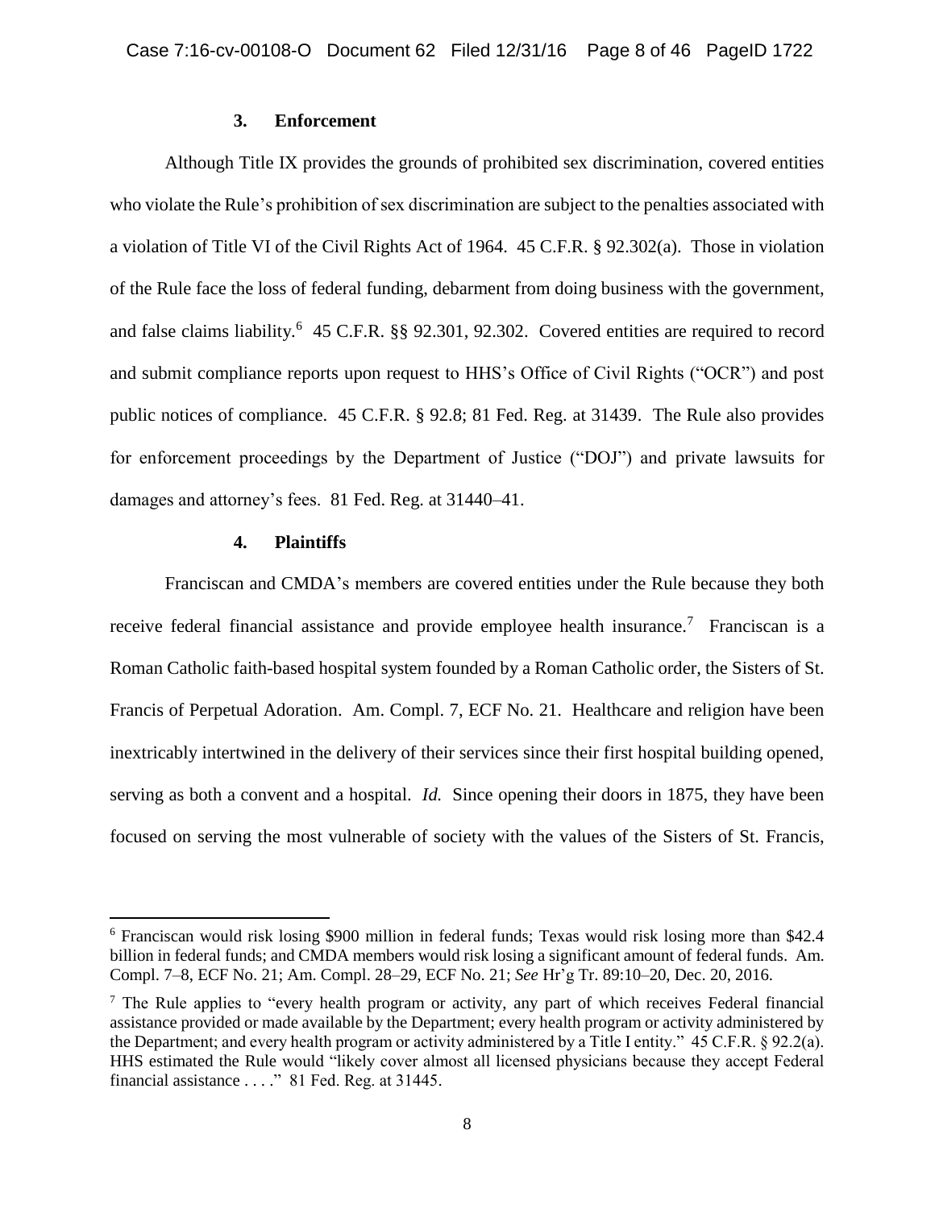### 3. Enforcement

Although Title IX provides the grounds of prohibited sex discrimination, covered entities who violate the Rule's prohibition of sex discrimination are subject to the penalties associated with a violation of Title VI of the Civil Rights Act of 1964. 45 C.F.R. § 92.302(a). Those in violation of the Rule face the loss of federal funding, debarment from doing business with the government, and false claims liability.[6] 45 C.F.R. §§ 92.301, 92.302. Covered entities are required to record and submit compliance reports upon request to HHS's Office of Civil Rights ("OCR") and post public notices of compliance. 45 C.F.R. § 92.8; 81 Fed. Reg. at 31439. The Rule also provides for enforcement proceedings by the Department of Justice ("DOJ") and private lawsuits for damages and attorney's fees. 81 Fed. Reg. at 31440–41.

### 4. Plaintiffs

Franciscan and CMDA's members are covered entities under the Rule because they both receive federal financial assistance and provide employee health insurance.[7] Franciscan is a Roman Catholic faith-based hospital system founded by a Roman Catholic order, the Sisters of St. Francis of Perpetual Adoration. Am. Compl. 7, ECF No. 21. Healthcare and religion have been inextricably intertwined in the delivery of their services since their first hospital building opened, serving as both a convent and a hospital. *Id.* Since opening their doors in 1875, they have been focused on serving the most vulnerable of society with the values of the Sisters of St. Francis,

---

[6] Franciscan would risk losing $900 million in federal funds; Texas would risk losing more than $42.4 billion in federal funds; and CMDA members would risk losing a significant amount of federal funds. Am. Compl. 7–8, ECF No. 21; Am. Compl. 28–29, ECF No. 21; *See* Hr'g Tr. 89:10–20, Dec. 20, 2016.

[7] The Rule applies to "every health program or activity, any part of which receives Federal financial assistance provided or made available by the Department; every health program or activity administered by the Department; and every health program or activity administered by a Title I entity." 45 C.F.R. § 92.2(a). HHS estimated the Rule would "likely cover almost all licensed physicians because they accept Federal financial assistance . . . ." 81 Fed. Reg. at 31445.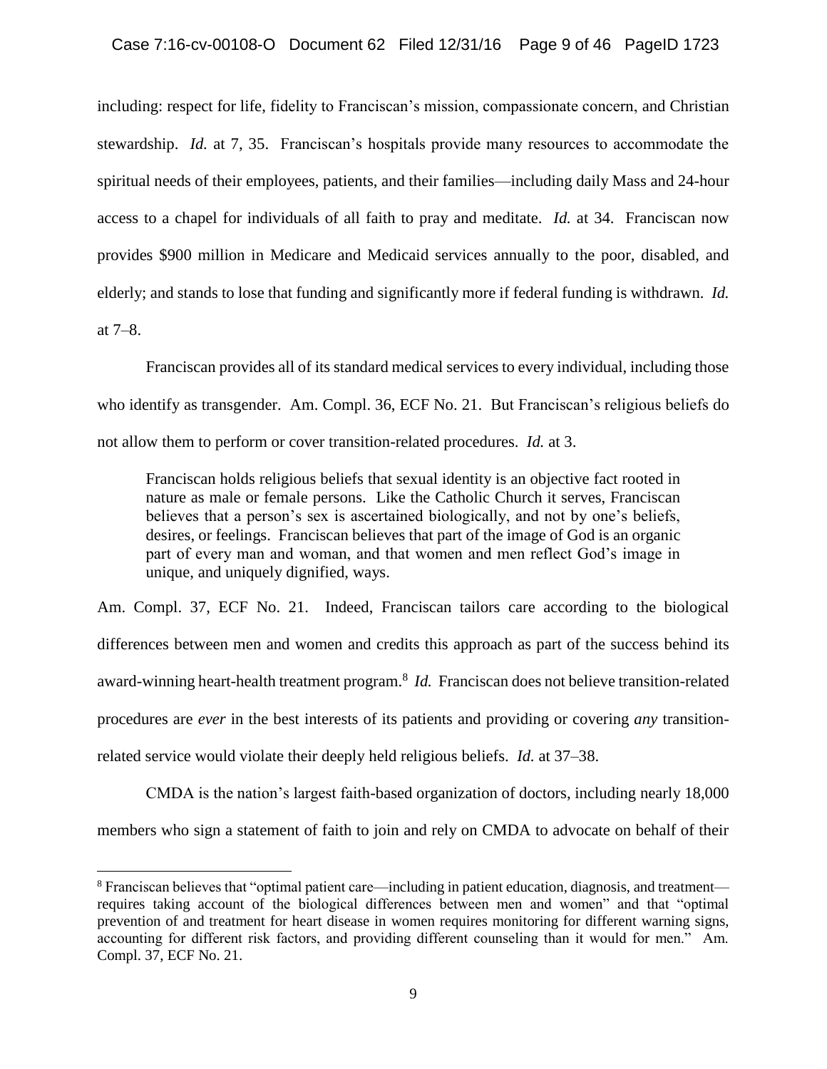including: respect for life, fidelity to Franciscan's mission, compassionate concern, and Christian stewardship. *Id.* at 7, 35. Franciscan's hospitals provide many resources to accommodate the spiritual needs of their employees, patients, and their families—including daily Mass and 24-hour access to a chapel for individuals of all faith to pray and meditate. *Id.* at 34. Franciscan now provides $900 million in Medicare and Medicaid services annually to the poor, disabled, and elderly; and stands to lose that funding and significantly more if federal funding is withdrawn. *Id.* at 7–8.

Franciscan provides all of its standard medical services to every individual, including those who identify as transgender. Am. Compl. 36, ECF No. 21. But Franciscan's religious beliefs do not allow them to perform or cover transition-related procedures. *Id.* at 3.

> Franciscan holds religious beliefs that sexual identity is an objective fact rooted in nature as male or female persons. Like the Catholic Church it serves, Franciscan believes that a person's sex is ascertained biologically, and not by one's beliefs, desires, or feelings. Franciscan believes that part of the image of God is an organic part of every man and woman, and that women and men reflect God's image in unique, and uniquely dignified, ways.

Am. Compl. 37, ECF No. 21. Indeed, Franciscan tailors care according to the biological differences between men and women and credits this approach as part of the success behind its award-winning heart-health treatment program.[8] *Id.* Franciscan does not believe transition-related procedures are *ever* in the best interests of its patients and providing or covering *any* transition-related service would violate their deeply held religious beliefs. *Id.* at 37–38.

CMDA is the nation's largest faith-based organization of doctors, including nearly 18,000 members who sign a statement of faith to join and rely on CMDA to advocate on behalf of their

---

[8] Franciscan believes that "optimal patient care—including in patient education, diagnosis, and treatment—requires taking account of the biological differences between men and women" and that "optimal prevention of and treatment for heart disease in women requires monitoring for different warning signs, accounting for different risk factors, and providing different counseling than it would for men." Am. Compl. 37, ECF No. 21.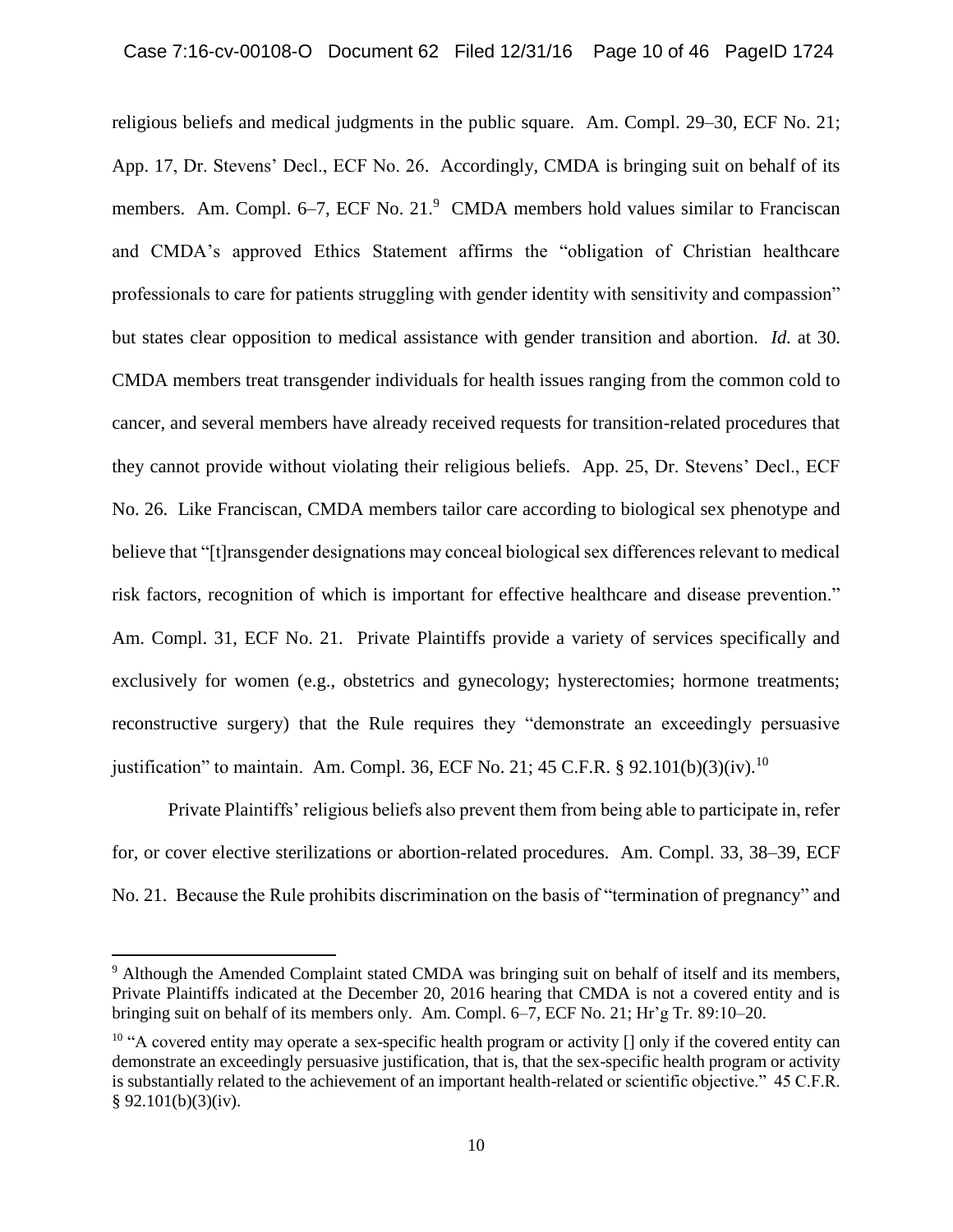religious beliefs and medical judgments in the public square. Am. Compl. 29–30, ECF No. 21; App. 17, Dr. Stevens' Decl., ECF No. 26. Accordingly, CMDA is bringing suit on behalf of its members. Am. Compl. 6–7, ECF No. 21.[9] CMDA members hold values similar to Franciscan and CMDA's approved Ethics Statement affirms the "obligation of Christian healthcare professionals to care for patients struggling with gender identity with sensitivity and compassion" but states clear opposition to medical assistance with gender transition and abortion. *Id.* at 30. CMDA members treat transgender individuals for health issues ranging from the common cold to cancer, and several members have already received requests for transition-related procedures that they cannot provide without violating their religious beliefs. App. 25, Dr. Stevens' Decl., ECF No. 26. Like Franciscan, CMDA members tailor care according to biological sex phenotype and believe that "[t]ransgender designations may conceal biological sex differences relevant to medical risk factors, recognition of which is important for effective healthcare and disease prevention." Am. Compl. 31, ECF No. 21. Private Plaintiffs provide a variety of services specifically and exclusively for women (e.g., obstetrics and gynecology; hysterectomies; hormone treatments; reconstructive surgery) that the Rule requires they "demonstrate an exceedingly persuasive justification" to maintain. Am. Compl. 36, ECF No. 21; 45 C.F.R. § 92.101(b)(3)(iv).[10]

Private Plaintiffs' religious beliefs also prevent them from being able to participate in, refer for, or cover elective sterilizations or abortion-related procedures. Am. Compl. 33, 38–39, ECF No. 21. Because the Rule prohibits discrimination on the basis of "termination of pregnancy" and

---

[9] Although the Amended Complaint stated CMDA was bringing suit on behalf of itself and its members, Private Plaintiffs indicated at the December 20, 2016 hearing that CMDA is not a covered entity and is bringing suit on behalf of its members only. Am. Compl. 6–7, ECF No. 21; Hr'g Tr. 89:10–20.

[10] "A covered entity may operate a sex-specific health program or activity [] only if the covered entity can demonstrate an exceedingly persuasive justification, that is, that the sex-specific health program or activity is substantially related to the achievement of an important health-related or scientific objective." 45 C.F.R. § 92.101(b)(3)(iv).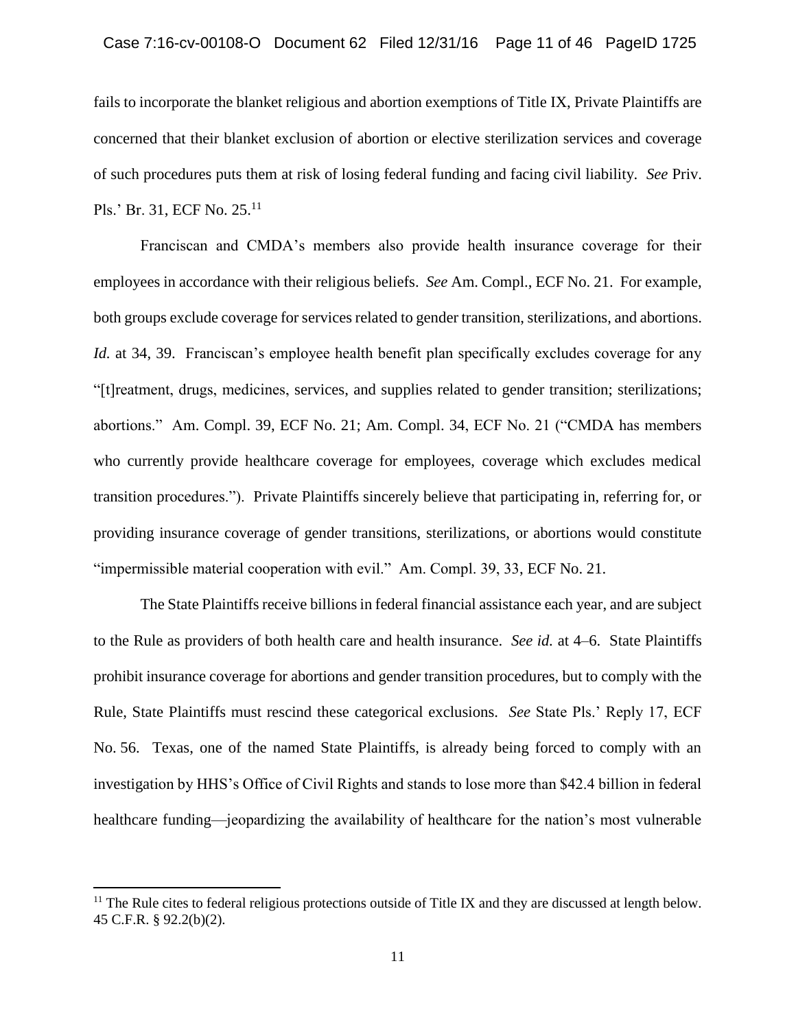fails to incorporate the blanket religious and abortion exemptions of Title IX, Private Plaintiffs are concerned that their blanket exclusion of abortion or elective sterilization services and coverage of such procedures puts them at risk of losing federal funding and facing civil liability. *See* Priv. Pls.' Br. 31, ECF No. 25.[11]

Franciscan and CMDA's members also provide health insurance coverage for their employees in accordance with their religious beliefs. *See* Am. Compl., ECF No. 21. For example, both groups exclude coverage for services related to gender transition, sterilizations, and abortions. *Id.* at 34, 39. Franciscan's employee health benefit plan specifically excludes coverage for any "[t]reatment, drugs, medicines, services, and supplies related to gender transition; sterilizations; abortions." Am. Compl. 39, ECF No. 21; Am. Compl. 34, ECF No. 21 ("CMDA has members who currently provide healthcare coverage for employees, coverage which excludes medical transition procedures."). Private Plaintiffs sincerely believe that participating in, referring for, or providing insurance coverage of gender transitions, sterilizations, or abortions would constitute "impermissible material cooperation with evil." Am. Compl. 39, 33, ECF No. 21.

The State Plaintiffs receive billions in federal financial assistance each year, and are subject to the Rule as providers of both health care and health insurance. *See id.* at 4–6. State Plaintiffs prohibit insurance coverage for abortions and gender transition procedures, but to comply with the Rule, State Plaintiffs must rescind these categorical exclusions. *See* State Pls.' Reply 17, ECF No. 56. Texas, one of the named State Plaintiffs, is already being forced to comply with an investigation by HHS's Office of Civil Rights and stands to lose more than $42.4 billion in federal healthcare funding—jeopardizing the availability of healthcare for the nation's most vulnerable

---

[11] The Rule cites to federal religious protections outside of Title IX and they are discussed at length below. 45 C.F.R. § 92.2(b)(2).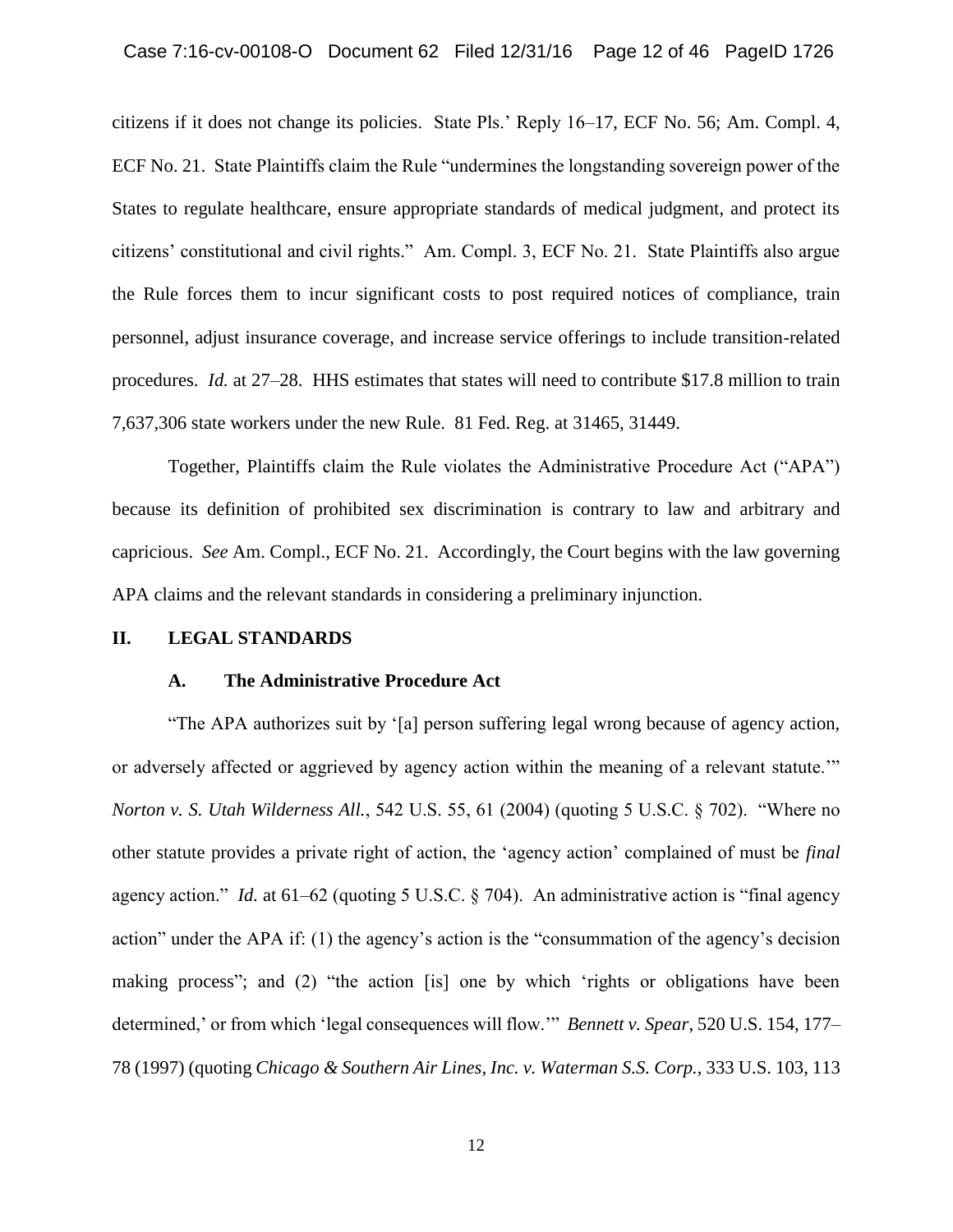citizens if it does not change its policies. State Pls.' Reply 16–17, ECF No. 56; Am. Compl. 4, ECF No. 21. State Plaintiffs claim the Rule "undermines the longstanding sovereign power of the States to regulate healthcare, ensure appropriate standards of medical judgment, and protect its citizens' constitutional and civil rights." Am. Compl. 3, ECF No. 21. State Plaintiffs also argue the Rule forces them to incur significant costs to post required notices of compliance, train personnel, adjust insurance coverage, and increase service offerings to include transition-related procedures. *Id.* at 27–28. HHS estimates that states will need to contribute $17.8 million to train 7,637,306 state workers under the new Rule. 81 Fed. Reg. at 31465, 31449.

Together, Plaintiffs claim the Rule violates the Administrative Procedure Act ("APA") because its definition of prohibited sex discrimination is contrary to law and arbitrary and capricious. *See* Am. Compl., ECF No. 21. Accordingly, the Court begins with the law governing APA claims and the relevant standards in considering a preliminary injunction.

## II. LEGAL STANDARDS

### A. The Administrative Procedure Act

"The APA authorizes suit by '[a] person suffering legal wrong because of agency action, or adversely affected or aggrieved by agency action within the meaning of a relevant statute.'" *Norton v. S. Utah Wilderness All.*, 542 U.S. 55, 61 (2004) (quoting 5 U.S.C. § 702). "Where no other statute provides a private right of action, the 'agency action' complained of must be *final* agency action." *Id.* at 61–62 (quoting 5 U.S.C. § 704). An administrative action is "final agency action" under the APA if: (1) the agency's action is the "consummation of the agency's decision making process"; and (2) "the action [is] one by which 'rights or obligations have been determined,' or from which 'legal consequences will flow.'" *Bennett v. Spear*, 520 U.S. 154, 177–78 (1997) (quoting *Chicago & Southern Air Lines, Inc. v. Waterman S.S. Corp.*, 333 U.S. 103, 113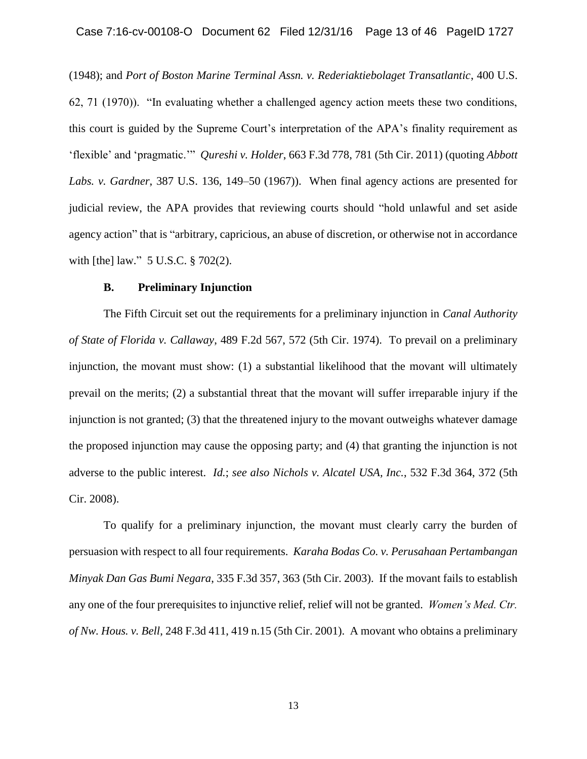(1948); and *Port of Boston Marine Terminal Assn. v. Rederiaktiebolaget Transatlantic*, 400 U.S. 62, 71 (1970)). "In evaluating whether a challenged agency action meets these two conditions, this court is guided by the Supreme Court's interpretation of the APA's finality requirement as 'flexible' and 'pragmatic.'" *Qureshi v. Holder*, 663 F.3d 778, 781 (5th Cir. 2011) (quoting *Abbott Labs. v. Gardner*, 387 U.S. 136, 149–50 (1967)). When final agency actions are presented for judicial review, the APA provides that reviewing courts should "hold unlawful and set aside agency action" that is "arbitrary, capricious, an abuse of discretion, or otherwise not in accordance with [the] law." 5 U.S.C. § 702(2).

### B. Preliminary Injunction

The Fifth Circuit set out the requirements for a preliminary injunction in *Canal Authority of State of Florida v. Callaway*, 489 F.2d 567, 572 (5th Cir. 1974). To prevail on a preliminary injunction, the movant must show: (1) a substantial likelihood that the movant will ultimately prevail on the merits; (2) a substantial threat that the movant will suffer irreparable injury if the injunction is not granted; (3) that the threatened injury to the movant outweighs whatever damage the proposed injunction may cause the opposing party; and (4) that granting the injunction is not adverse to the public interest. *Id.*; *see also Nichols v. Alcatel USA, Inc.*, 532 F.3d 364, 372 (5th Cir. 2008).

To qualify for a preliminary injunction, the movant must clearly carry the burden of persuasion with respect to all four requirements. *Karaha Bodas Co. v. Perusahaan Pertambangan Minyak Dan Gas Bumi Negara*, 335 F.3d 357, 363 (5th Cir. 2003). If the movant fails to establish any one of the four prerequisites to injunctive relief, relief will not be granted. *Women's Med. Ctr. of Nw. Hous. v. Bell*, 248 F.3d 411, 419 n.15 (5th Cir. 2001). A movant who obtains a preliminary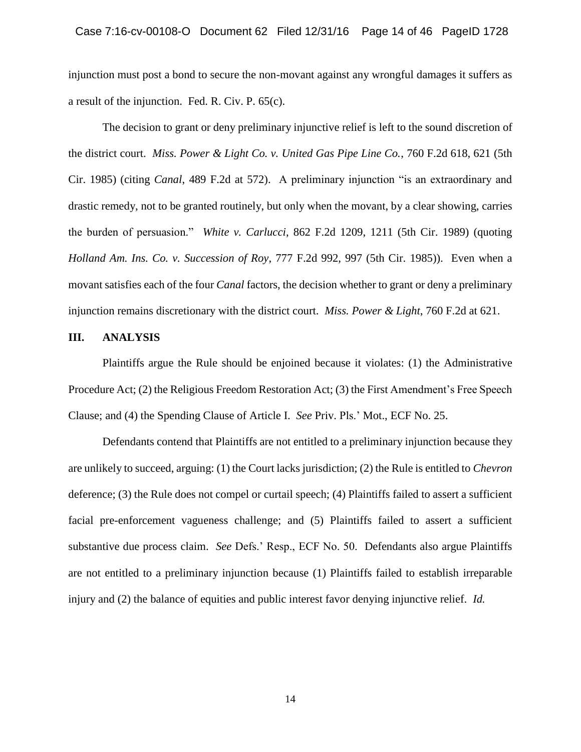injunction must post a bond to secure the non-movant against any wrongful damages it suffers as a result of the injunction. Fed. R. Civ. P. 65(c).

The decision to grant or deny preliminary injunctive relief is left to the sound discretion of the district court. *Miss. Power & Light Co. v. United Gas Pipe Line Co.*, 760 F.2d 618, 621 (5th Cir. 1985) (citing *Canal*, 489 F.2d at 572). A preliminary injunction "is an extraordinary and drastic remedy, not to be granted routinely, but only when the movant, by a clear showing, carries the burden of persuasion." *White v. Carlucci*, 862 F.2d 1209, 1211 (5th Cir. 1989) (quoting *Holland Am. Ins. Co. v. Succession of Roy*, 777 F.2d 992, 997 (5th Cir. 1985)). Even when a movant satisfies each of the four *Canal* factors, the decision whether to grant or deny a preliminary injunction remains discretionary with the district court. *Miss. Power & Light*, 760 F.2d at 621.

## III. ANALYSIS

Plaintiffs argue the Rule should be enjoined because it violates: (1) the Administrative Procedure Act; (2) the Religious Freedom Restoration Act; (3) the First Amendment's Free Speech Clause; and (4) the Spending Clause of Article I. *See* Priv. Pls.' Mot., ECF No. 25.

Defendants contend that Plaintiffs are not entitled to a preliminary injunction because they are unlikely to succeed, arguing: (1) the Court lacks jurisdiction; (2) the Rule is entitled to *Chevron* deference; (3) the Rule does not compel or curtail speech; (4) Plaintiffs failed to assert a sufficient facial pre-enforcement vagueness challenge; and (5) Plaintiffs failed to assert a sufficient substantive due process claim. *See* Defs.' Resp., ECF No. 50. Defendants also argue Plaintiffs are not entitled to a preliminary injunction because (1) Plaintiffs failed to establish irreparable injury and (2) the balance of equities and public interest favor denying injunctive relief. *Id.*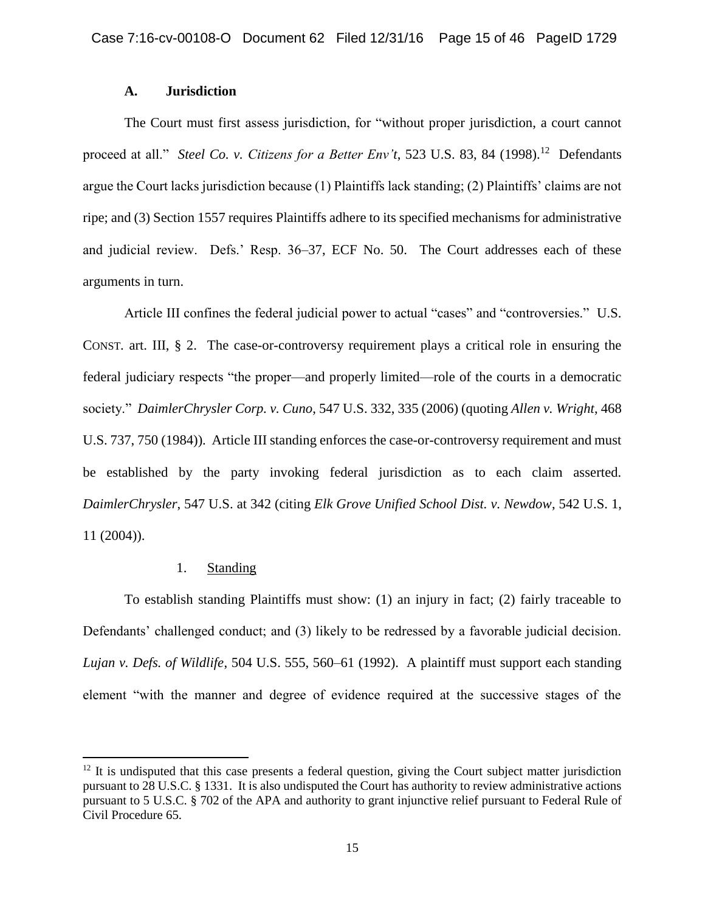### A. Jurisdiction

The Court must first assess jurisdiction, for "without proper jurisdiction, a court cannot proceed at all." *Steel Co. v. Citizens for a Better Env't*, 523 U.S. 83, 84 (1998).[12] Defendants argue the Court lacks jurisdiction because (1) Plaintiffs lack standing; (2) Plaintiffs' claims are not ripe; and (3) Section 1557 requires Plaintiffs adhere to its specified mechanisms for administrative and judicial review. Defs.' Resp. 36–37, ECF No. 50. The Court addresses each of these arguments in turn.

Article III confines the federal judicial power to actual "cases" and "controversies." U.S. CONST. art. III, § 2. The case-or-controversy requirement plays a critical role in ensuring the federal judiciary respects "the proper—and properly limited—role of the courts in a democratic society." *DaimlerChrysler Corp. v. Cuno*, 547 U.S. 332, 335 (2006) (quoting *Allen v. Wright*, 468 U.S. 737, 750 (1984)). Article III standing enforces the case-or-controversy requirement and must be established by the party invoking federal jurisdiction as to each claim asserted. *DaimlerChrysler*, 547 U.S. at 342 (citing *Elk Grove Unified School Dist. v. Newdow*, 542 U.S. 1, 11 (2004)).

#### 1. Standing

To establish standing Plaintiffs must show: (1) an injury in fact; (2) fairly traceable to Defendants' challenged conduct; and (3) likely to be redressed by a favorable judicial decision. *Lujan v. Defs. of Wildlife*, 504 U.S. 555, 560–61 (1992). A plaintiff must support each standing element "with the manner and degree of evidence required at the successive stages of the

---

[12] It is undisputed that this case presents a federal question, giving the Court subject matter jurisdiction pursuant to 28 U.S.C. § 1331. It is also undisputed the Court has authority to review administrative actions pursuant to 5 U.S.C. § 702 of the APA and authority to grant injunctive relief pursuant to Federal Rule of Civil Procedure 65.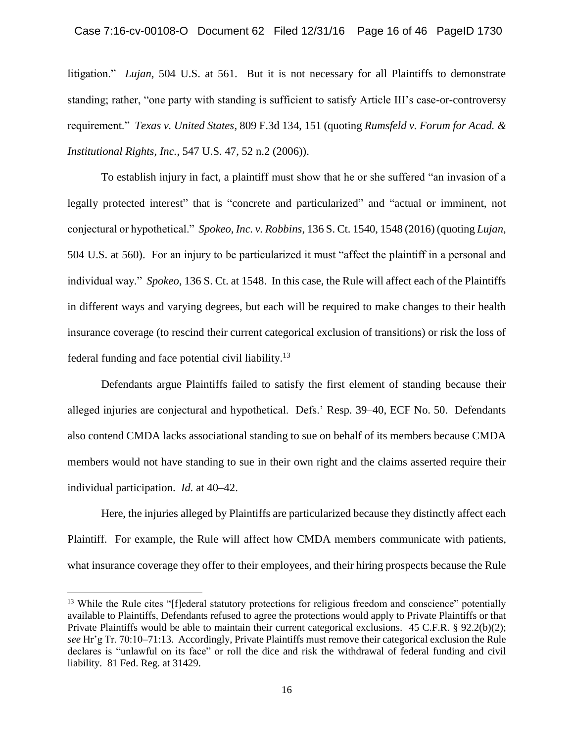litigation." *Lujan*, 504 U.S. at 561. But it is not necessary for all Plaintiffs to demonstrate standing; rather, "one party with standing is sufficient to satisfy Article III's case-or-controversy requirement." *Texas v. United States*, 809 F.3d 134, 151 (quoting *Rumsfeld v. Forum for Acad. & Institutional Rights, Inc.*, 547 U.S. 47, 52 n.2 (2006)).

To establish injury in fact, a plaintiff must show that he or she suffered "an invasion of a legally protected interest" that is "concrete and particularized" and "actual or imminent, not conjectural or hypothetical." *Spokeo, Inc. v. Robbins*, 136 S. Ct. 1540, 1548 (2016) (quoting *Lujan*, 504 U.S. at 560). For an injury to be particularized it must "affect the plaintiff in a personal and individual way." *Spokeo*, 136 S. Ct. at 1548. In this case, the Rule will affect each of the Plaintiffs in different ways and varying degrees, but each will be required to make changes to their health insurance coverage (to rescind their current categorical exclusion of transitions) or risk the loss of federal funding and face potential civil liability.[13]

Defendants argue Plaintiffs failed to satisfy the first element of standing because their alleged injuries are conjectural and hypothetical. Defs.' Resp. 39–40, ECF No. 50. Defendants also contend CMDA lacks associational standing to sue on behalf of its members because CMDA members would not have standing to sue in their own right and the claims asserted require their individual participation. *Id.* at 40–42.

Here, the injuries alleged by Plaintiffs are particularized because they distinctly affect each Plaintiff. For example, the Rule will affect how CMDA members communicate with patients, what insurance coverage they offer to their employees, and their hiring prospects because the Rule

---

[13] While the Rule cites "[f]ederal statutory protections for religious freedom and conscience" potentially available to Plaintiffs, Defendants refused to agree the protections would apply to Private Plaintiffs or that Private Plaintiffs would be able to maintain their current categorical exclusions. 45 C.F.R. § 92.2(b)(2); *see* Hr'g Tr. 70:10–71:13. Accordingly, Private Plaintiffs must remove their categorical exclusion the Rule declares is "unlawful on its face" or roll the dice and risk the withdrawal of federal funding and civil liability. 81 Fed. Reg. at 31429.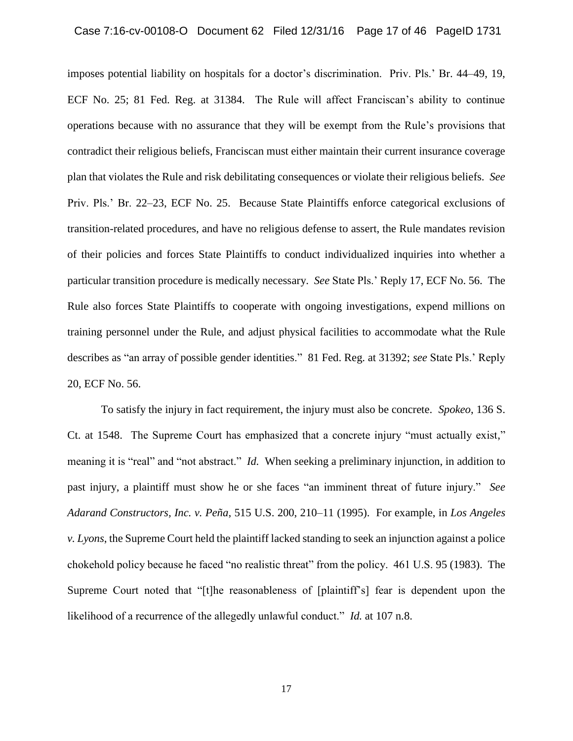imposes potential liability on hospitals for a doctor's discrimination. Priv. Pls.' Br. 44–49, 19, ECF No. 25; 81 Fed. Reg. at 31384. The Rule will affect Franciscan's ability to continue operations because with no assurance that they will be exempt from the Rule's provisions that contradict their religious beliefs, Franciscan must either maintain their current insurance coverage plan that violates the Rule and risk debilitating consequences or violate their religious beliefs. *See* Priv. Pls.' Br. 22–23, ECF No. 25. Because State Plaintiffs enforce categorical exclusions of transition-related procedures, and have no religious defense to assert, the Rule mandates revision of their policies and forces State Plaintiffs to conduct individualized inquiries into whether a particular transition procedure is medically necessary. *See* State Pls.' Reply 17, ECF No. 56. The Rule also forces State Plaintiffs to cooperate with ongoing investigations, expend millions on training personnel under the Rule, and adjust physical facilities to accommodate what the Rule describes as "an array of possible gender identities." 81 Fed. Reg. at 31392; *see* State Pls.' Reply 20, ECF No. 56.

To satisfy the injury in fact requirement, the injury must also be concrete. *Spokeo*, 136 S. Ct. at 1548. The Supreme Court has emphasized that a concrete injury "must actually exist," meaning it is "real" and "not abstract." *Id.* When seeking a preliminary injunction, in addition to past injury, a plaintiff must show he or she faces "an imminent threat of future injury." *See Adarand Constructors, Inc. v. Peña*, 515 U.S. 200, 210–11 (1995). For example, in *Los Angeles v. Lyons*, the Supreme Court held the plaintiff lacked standing to seek an injunction against a police chokehold policy because he faced "no realistic threat" from the policy. 461 U.S. 95 (1983). The Supreme Court noted that "[t]he reasonableness of [plaintiff's] fear is dependent upon the likelihood of a recurrence of the allegedly unlawful conduct." *Id.* at 107 n.8.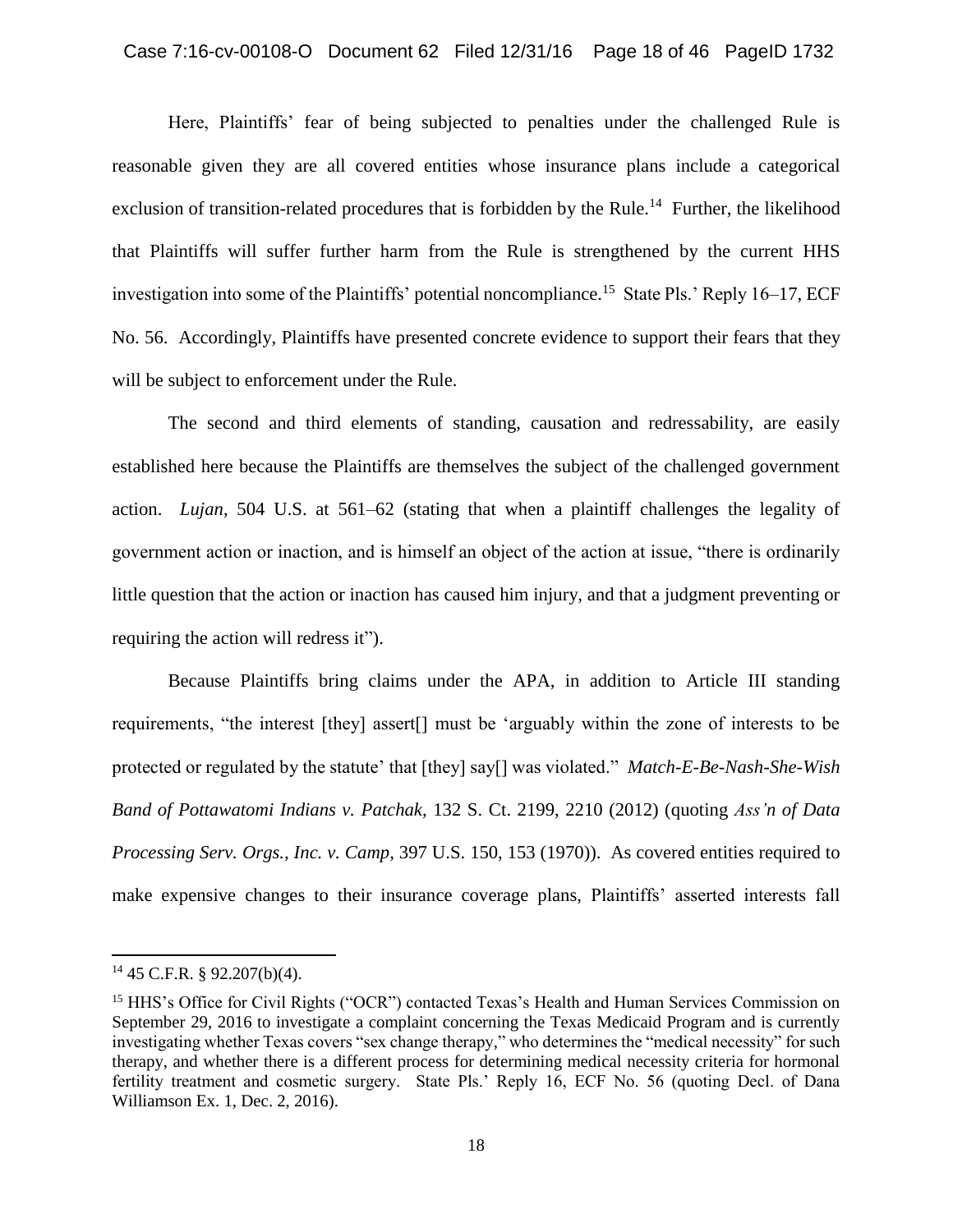Here, Plaintiffs' fear of being subjected to penalties under the challenged Rule is reasonable given they are all covered entities whose insurance plans include a categorical exclusion of transition-related procedures that is forbidden by the Rule.[14] Further, the likelihood that Plaintiffs will suffer further harm from the Rule is strengthened by the current HHS investigation into some of the Plaintiffs' potential noncompliance.[15] State Pls.' Reply 16–17, ECF No. 56. Accordingly, Plaintiffs have presented concrete evidence to support their fears that they will be subject to enforcement under the Rule.

The second and third elements of standing, causation and redressability, are easily established here because the Plaintiffs are themselves the subject of the challenged government action. *Lujan*, 504 U.S. at 561–62 (stating that when a plaintiff challenges the legality of government action or inaction, and is himself an object of the action at issue, "there is ordinarily little question that the action or inaction has caused him injury, and that a judgment preventing or requiring the action will redress it").

Because Plaintiffs bring claims under the APA, in addition to Article III standing requirements, "the interest [they] assert[] must be 'arguably within the zone of interests to be protected or regulated by the statute' that [they] say[] was violated." *Match-E-Be-Nash-She-Wish Band of Pottawatomi Indians v. Patchak*, 132 S. Ct. 2199, 2210 (2012) (quoting *Ass'n of Data Processing Serv. Orgs., Inc. v. Camp*, 397 U.S. 150, 153 (1970)). As covered entities required to make expensive changes to their insurance coverage plans, Plaintiffs' asserted interests fall

---

[14] 45 C.F.R. § 92.207(b)(4).

[15] HHS's Office for Civil Rights ("OCR") contacted Texas's Health and Human Services Commission on September 29, 2016 to investigate a complaint concerning the Texas Medicaid Program and is currently investigating whether Texas covers "sex change therapy," who determines the "medical necessity" for such therapy, and whether there is a different process for determining medical necessity criteria for hormonal fertility treatment and cosmetic surgery. State Pls.' Reply 16, ECF No. 56 (quoting Decl. of Dana Williamson Ex. 1, Dec. 2, 2016).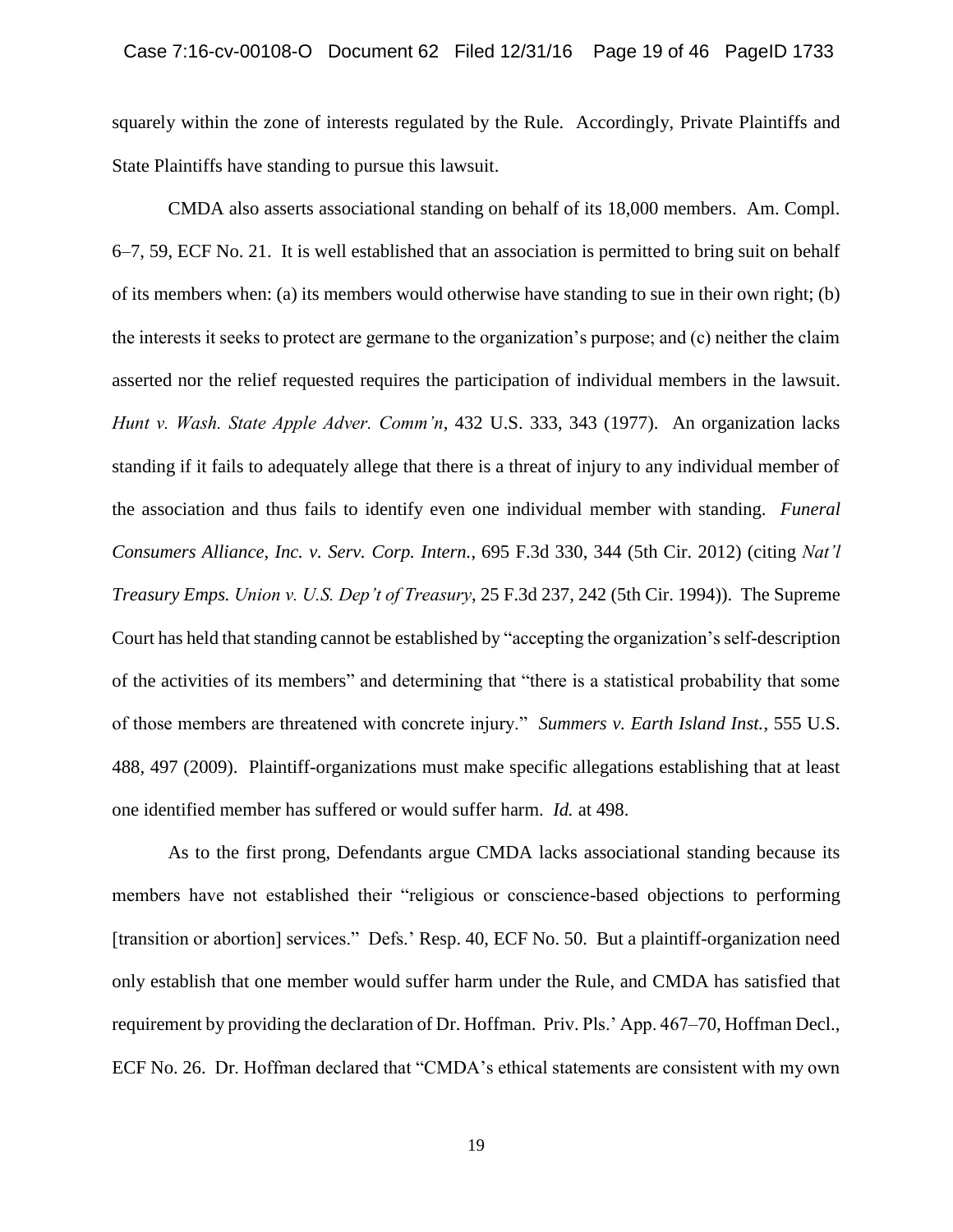squarely within the zone of interests regulated by the Rule. Accordingly, Private Plaintiffs and State Plaintiffs have standing to pursue this lawsuit.

CMDA also asserts associational standing on behalf of its 18,000 members. Am. Compl. 6–7, 59, ECF No. 21. It is well established that an association is permitted to bring suit on behalf of its members when: (a) its members would otherwise have standing to sue in their own right; (b) the interests it seeks to protect are germane to the organization's purpose; and (c) neither the claim asserted nor the relief requested requires the participation of individual members in the lawsuit. *Hunt v. Wash. State Apple Adver. Comm'n*, 432 U.S. 333, 343 (1977). An organization lacks standing if it fails to adequately allege that there is a threat of injury to any individual member of the association and thus fails to identify even one individual member with standing. *Funeral Consumers Alliance, Inc. v. Serv. Corp. Intern.*, 695 F.3d 330, 344 (5th Cir. 2012) (citing *Nat'l Treasury Emps. Union v. U.S. Dep't of Treasury*, 25 F.3d 237, 242 (5th Cir. 1994)). The Supreme Court has held that standing cannot be established by "accepting the organization's self-description of the activities of its members" and determining that "there is a statistical probability that some of those members are threatened with concrete injury." *Summers v. Earth Island Inst.*, 555 U.S. 488, 497 (2009). Plaintiff-organizations must make specific allegations establishing that at least one identified member has suffered or would suffer harm. *Id.* at 498.

As to the first prong, Defendants argue CMDA lacks associational standing because its members have not established their "religious or conscience-based objections to performing [transition or abortion] services." Defs.' Resp. 40, ECF No. 50. But a plaintiff-organization need only establish that one member would suffer harm under the Rule, and CMDA has satisfied that requirement by providing the declaration of Dr. Hoffman. Priv. Pls.' App. 467–70, Hoffman Decl., ECF No. 26. Dr. Hoffman declared that "CMDA's ethical statements are consistent with my own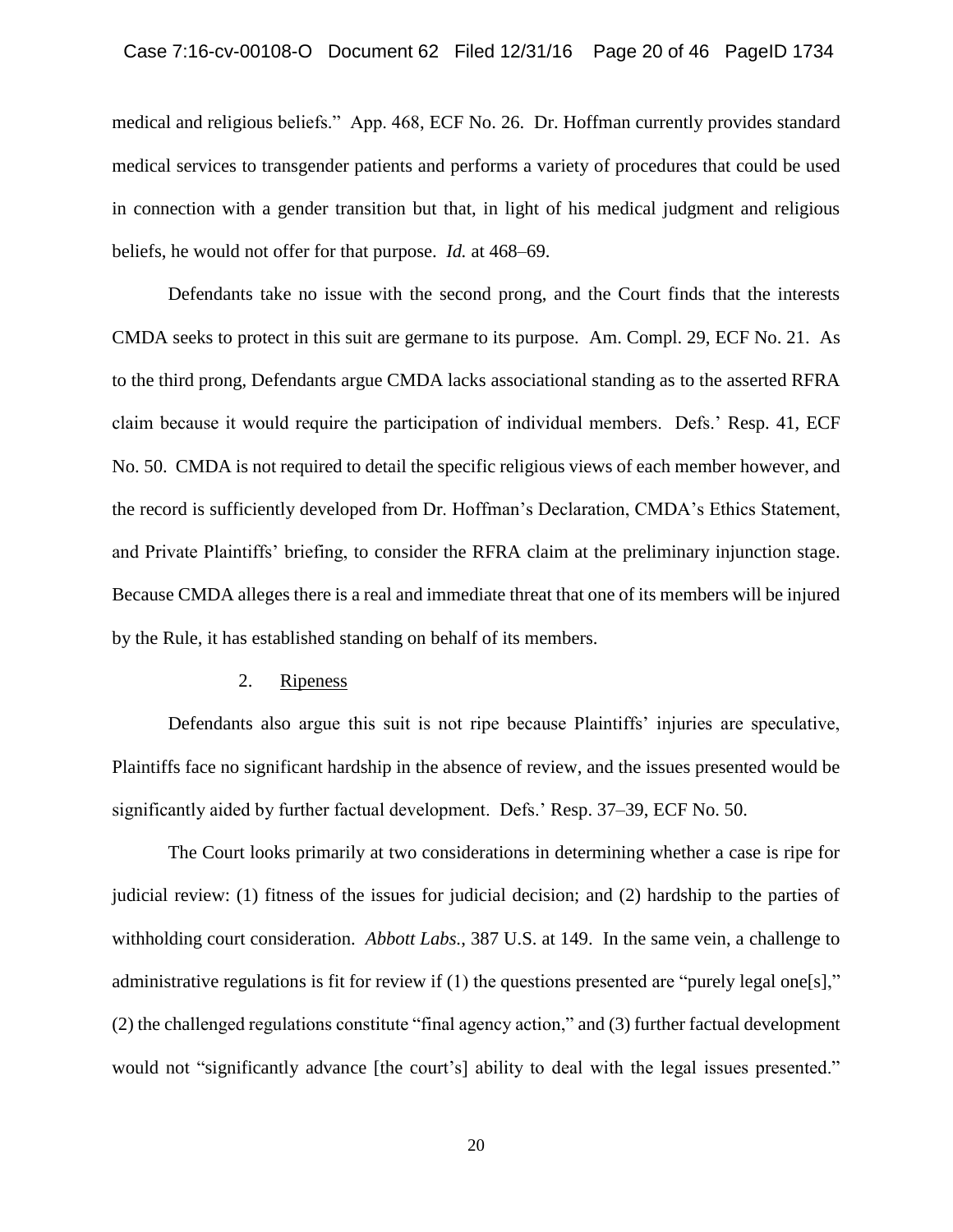medical and religious beliefs." App. 468, ECF No. 26. Dr. Hoffman currently provides standard medical services to transgender patients and performs a variety of procedures that could be used in connection with a gender transition but that, in light of his medical judgment and religious beliefs, he would not offer for that purpose. *Id.* at 468–69.

Defendants take no issue with the second prong, and the Court finds that the interests CMDA seeks to protect in this suit are germane to its purpose. Am. Compl. 29, ECF No. 21. As to the third prong, Defendants argue CMDA lacks associational standing as to the asserted RFRA claim because it would require the participation of individual members. Defs.' Resp. 41, ECF No. 50. CMDA is not required to detail the specific religious views of each member however, and the record is sufficiently developed from Dr. Hoffman's Declaration, CMDA's Ethics Statement, and Private Plaintiffs' briefing, to consider the RFRA claim at the preliminary injunction stage. Because CMDA alleges there is a real and immediate threat that one of its members will be injured by the Rule, it has established standing on behalf of its members.

2. Ripeness

Defendants also argue this suit is not ripe because Plaintiffs' injuries are speculative, Plaintiffs face no significant hardship in the absence of review, and the issues presented would be significantly aided by further factual development. Defs.' Resp. 37–39, ECF No. 50.

The Court looks primarily at two considerations in determining whether a case is ripe for judicial review: (1) fitness of the issues for judicial decision; and (2) hardship to the parties of withholding court consideration. *Abbott Labs.*, 387 U.S. at 149. In the same vein, a challenge to administrative regulations is fit for review if (1) the questions presented are "purely legal one[s]," (2) the challenged regulations constitute "final agency action," and (3) further factual development would not "significantly advance [the court's] ability to deal with the legal issues presented."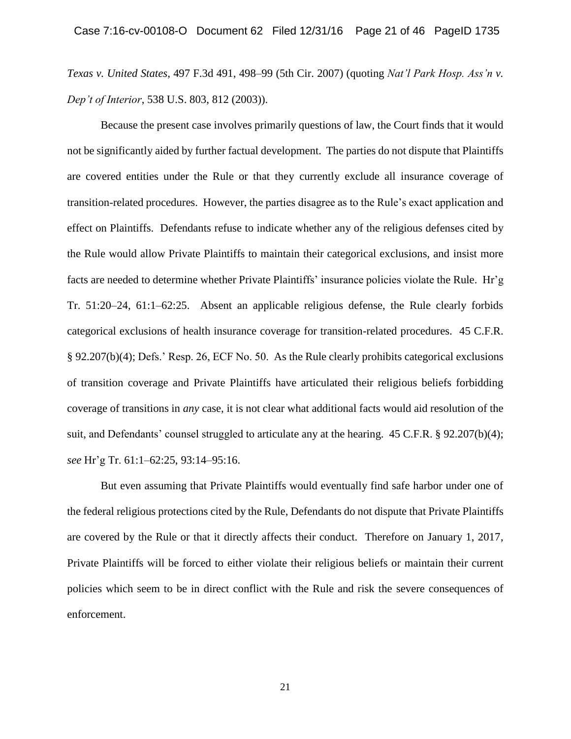*Texas v. United States*, 497 F.3d 491, 498–99 (5th Cir. 2007) (quoting *Nat'l Park Hosp. Ass'n v. Dep't of Interior*, 538 U.S. 803, 812 (2003)).

Because the present case involves primarily questions of law, the Court finds that it would not be significantly aided by further factual development. The parties do not dispute that Plaintiffs are covered entities under the Rule or that they currently exclude all insurance coverage of transition-related procedures. However, the parties disagree as to the Rule's exact application and effect on Plaintiffs. Defendants refuse to indicate whether any of the religious defenses cited by the Rule would allow Private Plaintiffs to maintain their categorical exclusions, and insist more facts are needed to determine whether Private Plaintiffs' insurance policies violate the Rule. Hr'g Tr. 51:20–24, 61:1–62:25. Absent an applicable religious defense, the Rule clearly forbids categorical exclusions of health insurance coverage for transition-related procedures. 45 C.F.R. § 92.207(b)(4); Defs.' Resp. 26, ECF No. 50. As the Rule clearly prohibits categorical exclusions of transition coverage and Private Plaintiffs have articulated their religious beliefs forbidding coverage of transitions in *any* case, it is not clear what additional facts would aid resolution of the suit, and Defendants' counsel struggled to articulate any at the hearing. 45 C.F.R. § 92.207(b)(4); *see* Hr'g Tr. 61:1–62:25, 93:14–95:16.

But even assuming that Private Plaintiffs would eventually find safe harbor under one of the federal religious protections cited by the Rule, Defendants do not dispute that Private Plaintiffs are covered by the Rule or that it directly affects their conduct. Therefore on January 1, 2017, Private Plaintiffs will be forced to either violate their religious beliefs or maintain their current policies which seem to be in direct conflict with the Rule and risk the severe consequences of enforcement.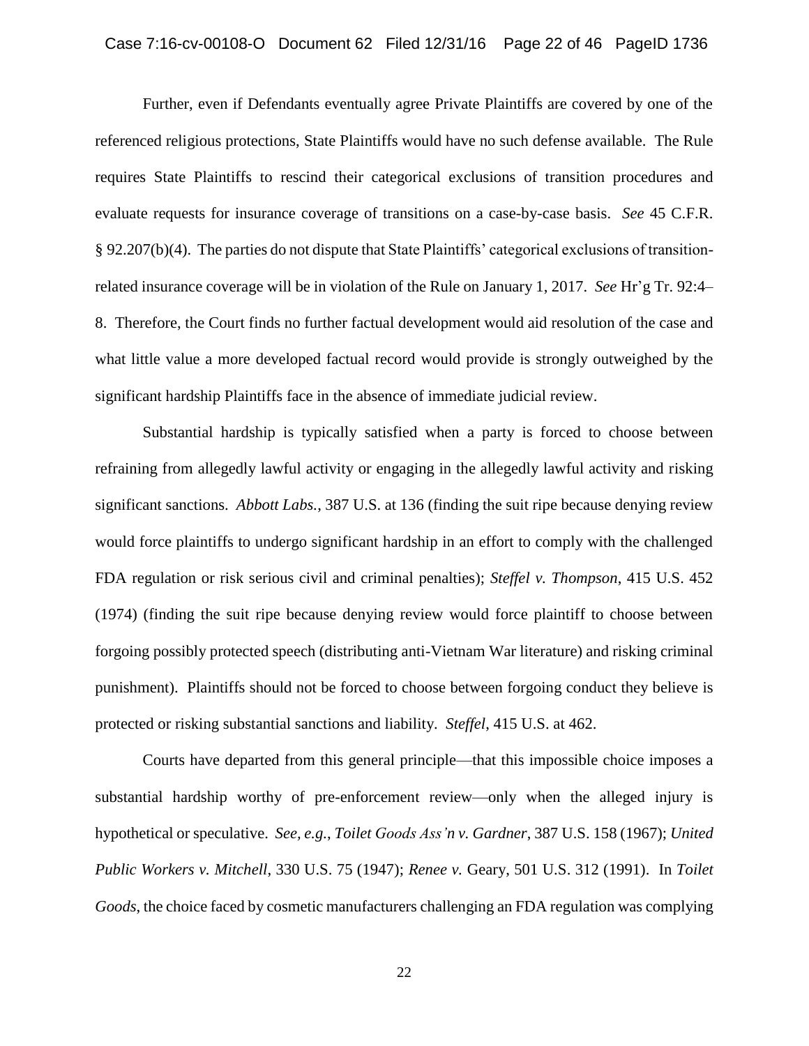Further, even if Defendants eventually agree Private Plaintiffs are covered by one of the referenced religious protections, State Plaintiffs would have no such defense available. The Rule requires State Plaintiffs to rescind their categorical exclusions of transition procedures and evaluate requests for insurance coverage of transitions on a case-by-case basis. *See* 45 C.F.R. § 92.207(b)(4). The parties do not dispute that State Plaintiffs' categorical exclusions of transition-related insurance coverage will be in violation of the Rule on January 1, 2017. *See* Hr'g Tr. 92:4–8. Therefore, the Court finds no further factual development would aid resolution of the case and what little value a more developed factual record would provide is strongly outweighed by the significant hardship Plaintiffs face in the absence of immediate judicial review.

Substantial hardship is typically satisfied when a party is forced to choose between refraining from allegedly lawful activity or engaging in the allegedly lawful activity and risking significant sanctions. *Abbott Labs.*, 387 U.S. at 136 (finding the suit ripe because denying review would force plaintiffs to undergo significant hardship in an effort to comply with the challenged FDA regulation or risk serious civil and criminal penalties); *Steffel v. Thompson*, 415 U.S. 452 (1974) (finding the suit ripe because denying review would force plaintiff to choose between forgoing possibly protected speech (distributing anti-Vietnam War literature) and risking criminal punishment). Plaintiffs should not be forced to choose between forgoing conduct they believe is protected or risking substantial sanctions and liability. *Steffel*, 415 U.S. at 462.

Courts have departed from this general principle—that this impossible choice imposes a substantial hardship worthy of pre-enforcement review—only when the alleged injury is hypothetical or speculative. *See, e.g.*, *Toilet Goods Ass'n v. Gardner*, 387 U.S. 158 (1967); *United Public Workers v. Mitchell*, 330 U.S. 75 (1947); *Renee v.* Geary, 501 U.S. 312 (1991). In *Toilet Goods*, the choice faced by cosmetic manufacturers challenging an FDA regulation was complying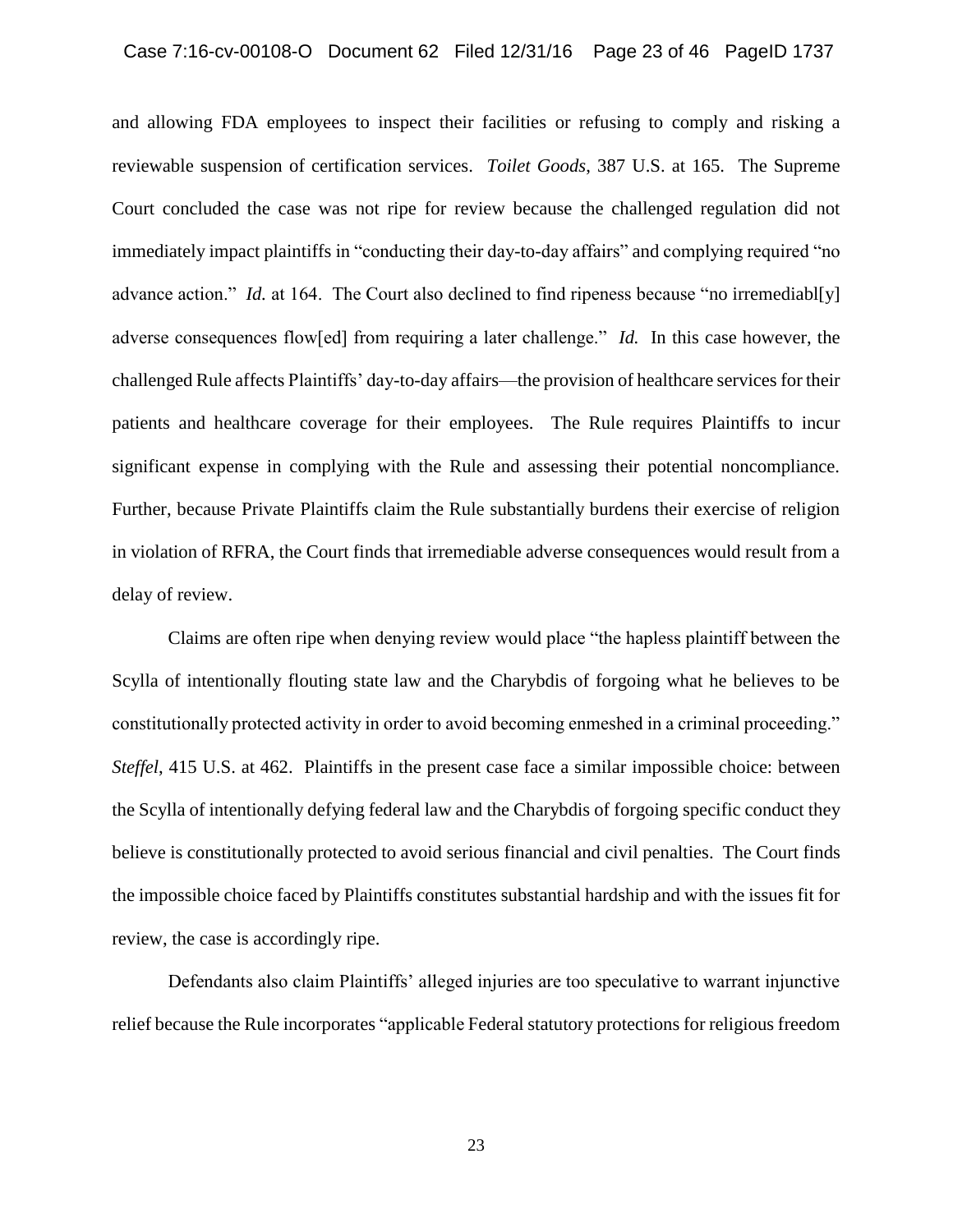and allowing FDA employees to inspect their facilities or refusing to comply and risking a reviewable suspension of certification services. *Toilet Goods*, 387 U.S. at 165. The Supreme Court concluded the case was not ripe for review because the challenged regulation did not immediately impact plaintiffs in "conducting their day-to-day affairs" and complying required "no advance action." *Id.* at 164. The Court also declined to find ripeness because "no irremediabl[y] adverse consequences flow[ed] from requiring a later challenge." *Id.* In this case however, the challenged Rule affects Plaintiffs' day-to-day affairs—the provision of healthcare services for their patients and healthcare coverage for their employees. The Rule requires Plaintiffs to incur significant expense in complying with the Rule and assessing their potential noncompliance. Further, because Private Plaintiffs claim the Rule substantially burdens their exercise of religion in violation of RFRA, the Court finds that irremediable adverse consequences would result from a delay of review.

Claims are often ripe when denying review would place "the hapless plaintiff between the Scylla of intentionally flouting state law and the Charybdis of forgoing what he believes to be constitutionally protected activity in order to avoid becoming enmeshed in a criminal proceeding." *Steffel*, 415 U.S. at 462. Plaintiffs in the present case face a similar impossible choice: between the Scylla of intentionally defying federal law and the Charybdis of forgoing specific conduct they believe is constitutionally protected to avoid serious financial and civil penalties. The Court finds the impossible choice faced by Plaintiffs constitutes substantial hardship and with the issues fit for review, the case is accordingly ripe.

Defendants also claim Plaintiffs' alleged injuries are too speculative to warrant injunctive relief because the Rule incorporates "applicable Federal statutory protections for religious freedom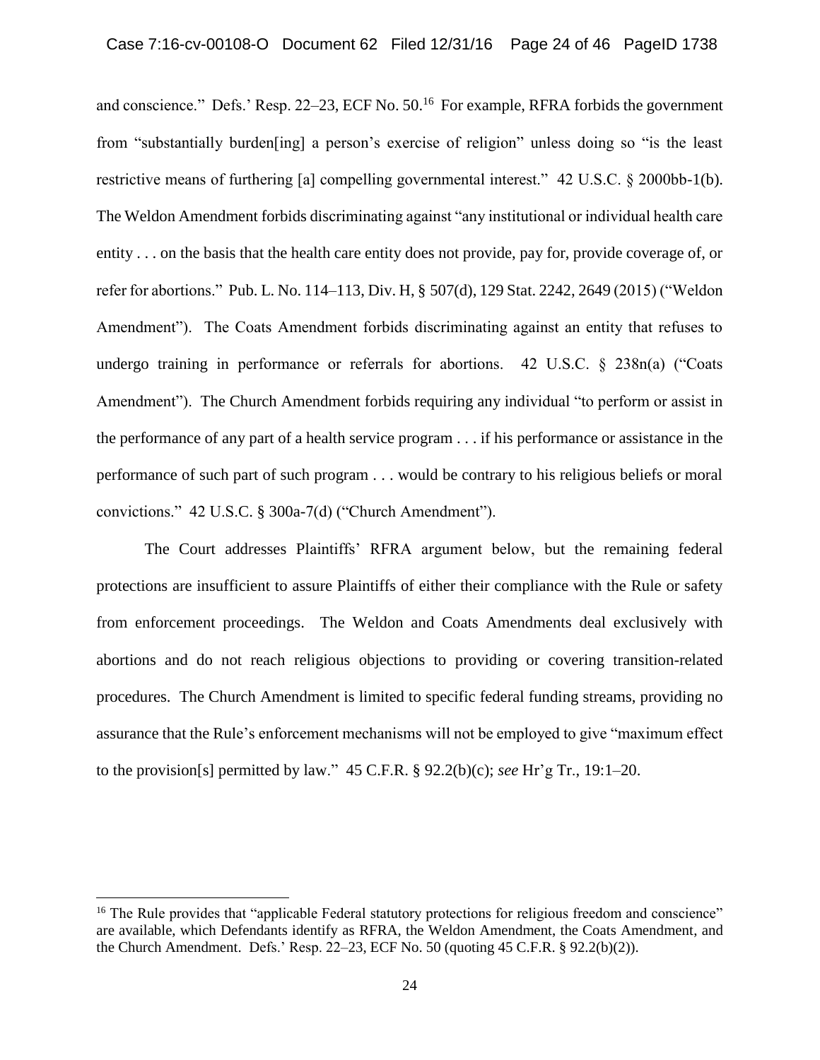and conscience." Defs.' Resp. 22–23, ECF No. 50.[16] For example, RFRA forbids the government from "substantially burden[ing] a person's exercise of religion" unless doing so "is the least restrictive means of furthering [a] compelling governmental interest." 42 U.S.C. § 2000bb-1(b). The Weldon Amendment forbids discriminating against "any institutional or individual health care entity . . . on the basis that the health care entity does not provide, pay for, provide coverage of, or refer for abortions." Pub. L. No. 114–113, Div. H, § 507(d), 129 Stat. 2242, 2649 (2015) ("Weldon Amendment"). The Coats Amendment forbids discriminating against an entity that refuses to undergo training in performance or referrals for abortions. 42 U.S.C. § 238n(a) ("Coats Amendment"). The Church Amendment forbids requiring any individual "to perform or assist in the performance of any part of a health service program . . . if his performance or assistance in the performance of such part of such program . . . would be contrary to his religious beliefs or moral convictions." 42 U.S.C. § 300a-7(d) ("Church Amendment").

The Court addresses Plaintiffs' RFRA argument below, but the remaining federal protections are insufficient to assure Plaintiffs of either their compliance with the Rule or safety from enforcement proceedings. The Weldon and Coats Amendments deal exclusively with abortions and do not reach religious objections to providing or covering transition-related procedures. The Church Amendment is limited to specific federal funding streams, providing no assurance that the Rule's enforcement mechanisms will not be employed to give "maximum effect to the provision[s] permitted by law." 45 C.F.R. § 92.2(b)(c); *see* Hr'g Tr., 19:1–20.

---

[16] The Rule provides that "applicable Federal statutory protections for religious freedom and conscience" are available, which Defendants identify as RFRA, the Weldon Amendment, the Coats Amendment, and the Church Amendment. Defs.' Resp. 22–23, ECF No. 50 (quoting 45 C.F.R. § 92.2(b)(2)).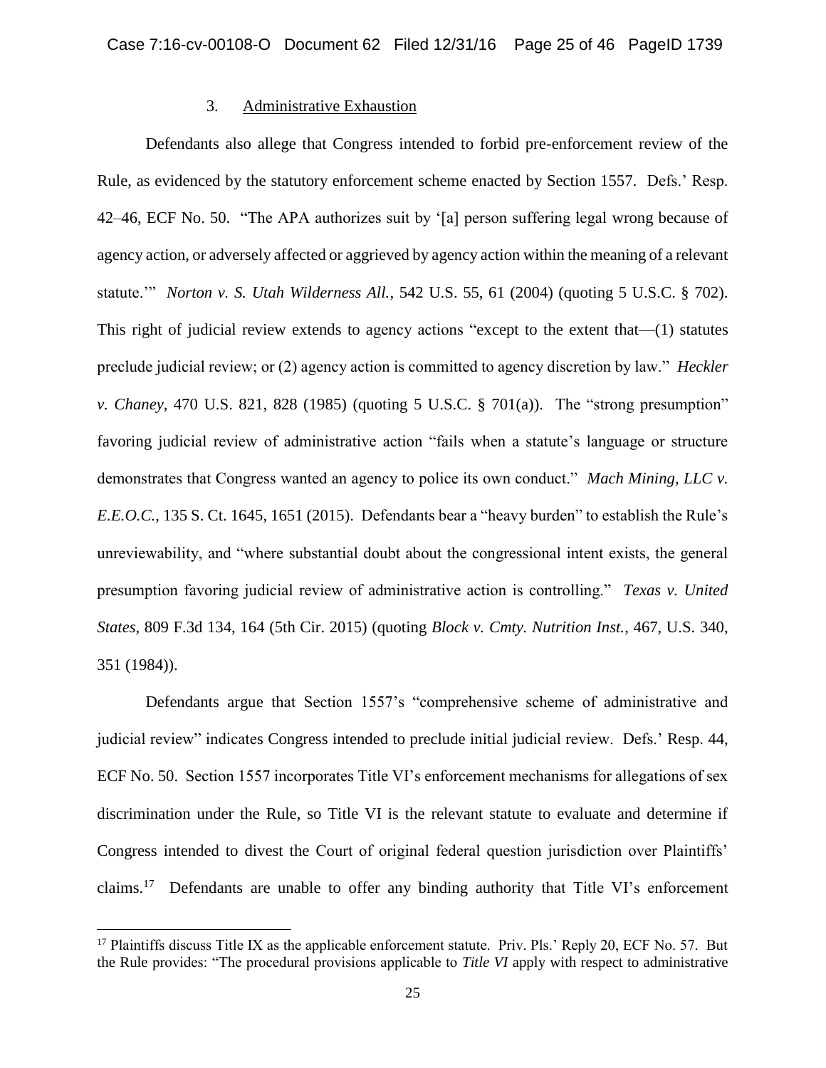### 3. Administrative Exhaustion

Defendants also allege that Congress intended to forbid pre-enforcement review of the Rule, as evidenced by the statutory enforcement scheme enacted by Section 1557. Defs.' Resp. 42–46, ECF No. 50. "The APA authorizes suit by '[a] person suffering legal wrong because of agency action, or adversely affected or aggrieved by agency action within the meaning of a relevant statute.'" *Norton v. S. Utah Wilderness All.*, 542 U.S. 55, 61 (2004) (quoting 5 U.S.C. § 702). This right of judicial review extends to agency actions "except to the extent that—(1) statutes preclude judicial review; or (2) agency action is committed to agency discretion by law." *Heckler v. Chaney*, 470 U.S. 821, 828 (1985) (quoting 5 U.S.C. § 701(a)). The "strong presumption" favoring judicial review of administrative action "fails when a statute's language or structure demonstrates that Congress wanted an agency to police its own conduct." *Mach Mining, LLC v. E.E.O.C.*, 135 S. Ct. 1645, 1651 (2015). Defendants bear a "heavy burden" to establish the Rule's unreviewability, and "where substantial doubt about the congressional intent exists, the general presumption favoring judicial review of administrative action is controlling." *Texas v. United States*, 809 F.3d 134, 164 (5th Cir. 2015) (quoting *Block v. Cmty. Nutrition Inst.*, 467, U.S. 340, 351 (1984)).

Defendants argue that Section 1557's "comprehensive scheme of administrative and judicial review" indicates Congress intended to preclude initial judicial review. Defs.' Resp. 44, ECF No. 50. Section 1557 incorporates Title VI's enforcement mechanisms for allegations of sex discrimination under the Rule, so Title VI is the relevant statute to evaluate and determine if Congress intended to divest the Court of original federal question jurisdiction over Plaintiffs' claims.[17] Defendants are unable to offer any binding authority that Title VI's enforcement

[17] Plaintiffs discuss Title IX as the applicable enforcement statute. Priv. Pls.' Reply 20, ECF No. 57. But the Rule provides: "The procedural provisions applicable to *Title VI* apply with respect to administrative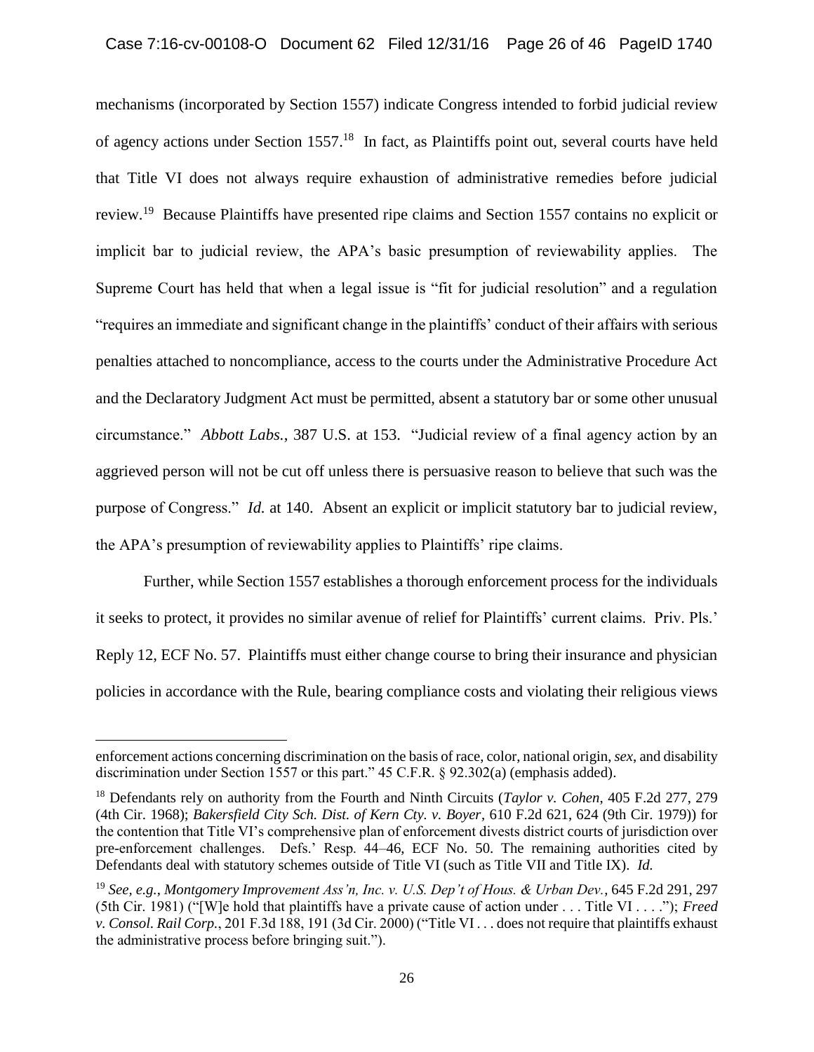mechanisms (incorporated by Section 1557) indicate Congress intended to forbid judicial review of agency actions under Section 1557.[18] In fact, as Plaintiffs point out, several courts have held that Title VI does not always require exhaustion of administrative remedies before judicial review.[19] Because Plaintiffs have presented ripe claims and Section 1557 contains no explicit or implicit bar to judicial review, the APA's basic presumption of reviewability applies. The Supreme Court has held that when a legal issue is "fit for judicial resolution" and a regulation "requires an immediate and significant change in the plaintiffs' conduct of their affairs with serious penalties attached to noncompliance, access to the courts under the Administrative Procedure Act and the Declaratory Judgment Act must be permitted, absent a statutory bar or some other unusual circumstance." *Abbott Labs.*, 387 U.S. at 153. "Judicial review of a final agency action by an aggrieved person will not be cut off unless there is persuasive reason to believe that such was the purpose of Congress." *Id.* at 140. Absent an explicit or implicit statutory bar to judicial review, the APA's presumption of reviewability applies to Plaintiffs' ripe claims.

Further, while Section 1557 establishes a thorough enforcement process for the individuals it seeks to protect, it provides no similar avenue of relief for Plaintiffs' current claims. Priv. Pls.' Reply 12, ECF No. 57. Plaintiffs must either change course to bring their insurance and physician policies in accordance with the Rule, bearing compliance costs and violating their religious views

---

enforcement actions concerning discrimination on the basis of race, color, national origin, *sex*, and disability discrimination under Section 1557 or this part." 45 C.F.R. § 92.302(a) (emphasis added).

[18] Defendants rely on authority from the Fourth and Ninth Circuits (*Taylor v. Cohen*, 405 F.2d 277, 279 (4th Cir. 1968); *Bakersfield City Sch. Dist. of Kern Cty. v. Boyer*, 610 F.2d 621, 624 (9th Cir. 1979)) for the contention that Title VI's comprehensive plan of enforcement divests district courts of jurisdiction over pre-enforcement challenges. Defs.' Resp. 44–46, ECF No. 50. The remaining authorities cited by Defendants deal with statutory schemes outside of Title VI (such as Title VII and Title IX). *Id.*

[19] *See, e.g.*, *Montgomery Improvement Ass'n, Inc. v. U.S. Dep't of Hous. & Urban Dev.*, 645 F.2d 291, 297 (5th Cir. 1981) ("[W]e hold that plaintiffs have a private cause of action under . . . Title VI . . . ."); *Freed v. Consol. Rail Corp.*, 201 F.3d 188, 191 (3d Cir. 2000) ("Title VI . . . does not require that plaintiffs exhaust the administrative process before bringing suit.").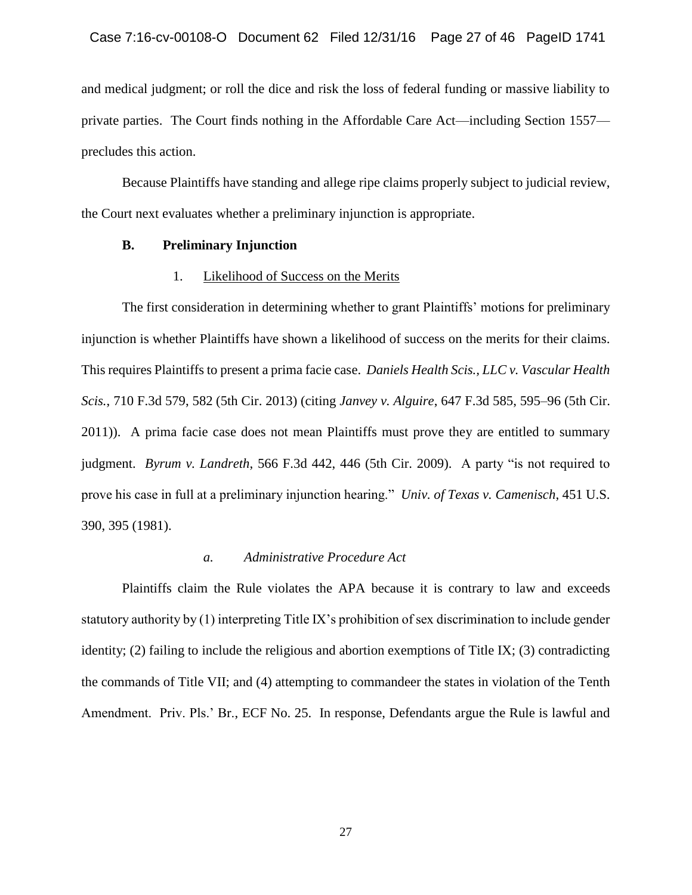and medical judgment; or roll the dice and risk the loss of federal funding or massive liability to private parties. The Court finds nothing in the Affordable Care Act—including Section 1557—precludes this action.

Because Plaintiffs have standing and allege ripe claims properly subject to judicial review, the Court next evaluates whether a preliminary injunction is appropriate.

### B. Preliminary Injunction

#### 1. Likelihood of Success on the Merits

The first consideration in determining whether to grant Plaintiffs' motions for preliminary injunction is whether Plaintiffs have shown a likelihood of success on the merits for their claims. This requires Plaintiffs to present a prima facie case. *Daniels Health Scis., LLC v. Vascular Health Scis.*, 710 F.3d 579, 582 (5th Cir. 2013) (citing *Janvey v. Alguire*, 647 F.3d 585, 595–96 (5th Cir. 2011)). A prima facie case does not mean Plaintiffs must prove they are entitled to summary judgment. *Byrum v. Landreth*, 566 F.3d 442, 446 (5th Cir. 2009). A party "is not required to prove his case in full at a preliminary injunction hearing." *Univ. of Texas v. Camenisch*, 451 U.S. 390, 395 (1981).

##### *a. Administrative Procedure Act*

Plaintiffs claim the Rule violates the APA because it is contrary to law and exceeds statutory authority by (1) interpreting Title IX's prohibition of sex discrimination to include gender identity; (2) failing to include the religious and abortion exemptions of Title IX; (3) contradicting the commands of Title VII; and (4) attempting to commandeer the states in violation of the Tenth Amendment. Priv. Pls.' Br., ECF No. 25. In response, Defendants argue the Rule is lawful and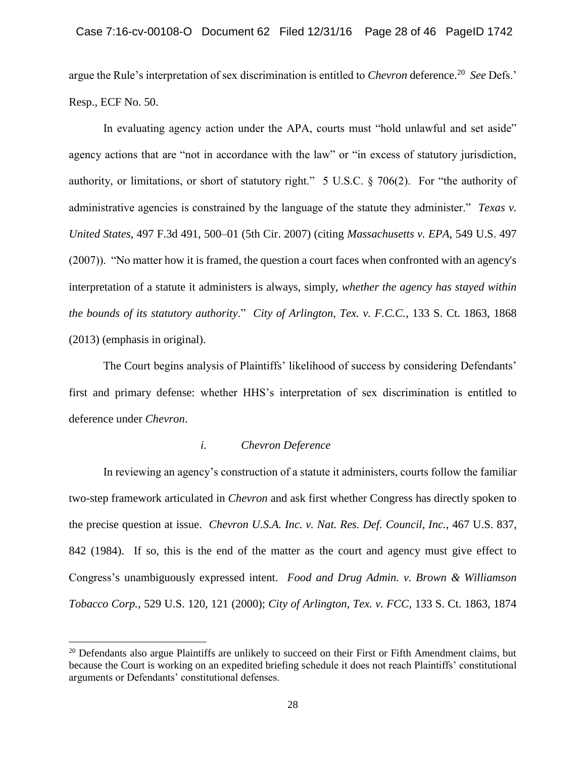argue the Rule's interpretation of sex discrimination is entitled to *Chevron* deference.[20] *See* Defs.' Resp., ECF No. 50.

In evaluating agency action under the APA, courts must "hold unlawful and set aside" agency actions that are "not in accordance with the law" or "in excess of statutory jurisdiction, authority, or limitations, or short of statutory right." 5 U.S.C. § 706(2). For "the authority of administrative agencies is constrained by the language of the statute they administer." *Texas v. United States*, 497 F.3d 491, 500–01 (5th Cir. 2007) (citing *Massachusetts v. EPA*, 549 U.S. 497 (2007)). "No matter how it is framed, the question a court faces when confronted with an agency's interpretation of a statute it administers is always, simply, *whether the agency has stayed within the bounds of its statutory authority*." *City of Arlington, Tex. v. F.C.C.*, 133 S. Ct. 1863, 1868 (2013) (emphasis in original).

The Court begins analysis of Plaintiffs' likelihood of success by considering Defendants' first and primary defense: whether HHS's interpretation of sex discrimination is entitled to deference under *Chevron*.

#### *i. Chevron Deference*

In reviewing an agency's construction of a statute it administers, courts follow the familiar two-step framework articulated in *Chevron* and ask first whether Congress has directly spoken to the precise question at issue. *Chevron U.S.A. Inc. v. Nat. Res. Def. Council, Inc.*, 467 U.S. 837, 842 (1984). If so, this is the end of the matter as the court and agency must give effect to Congress's unambiguously expressed intent. *Food and Drug Admin. v. Brown & Williamson Tobacco Corp.*, 529 U.S. 120, 121 (2000); *City of Arlington, Tex. v. FCC*, 133 S. Ct. 1863, 1874

---

[20] Defendants also argue Plaintiffs are unlikely to succeed on their First or Fifth Amendment claims, but because the Court is working on an expedited briefing schedule it does not reach Plaintiffs' constitutional arguments or Defendants' constitutional defenses.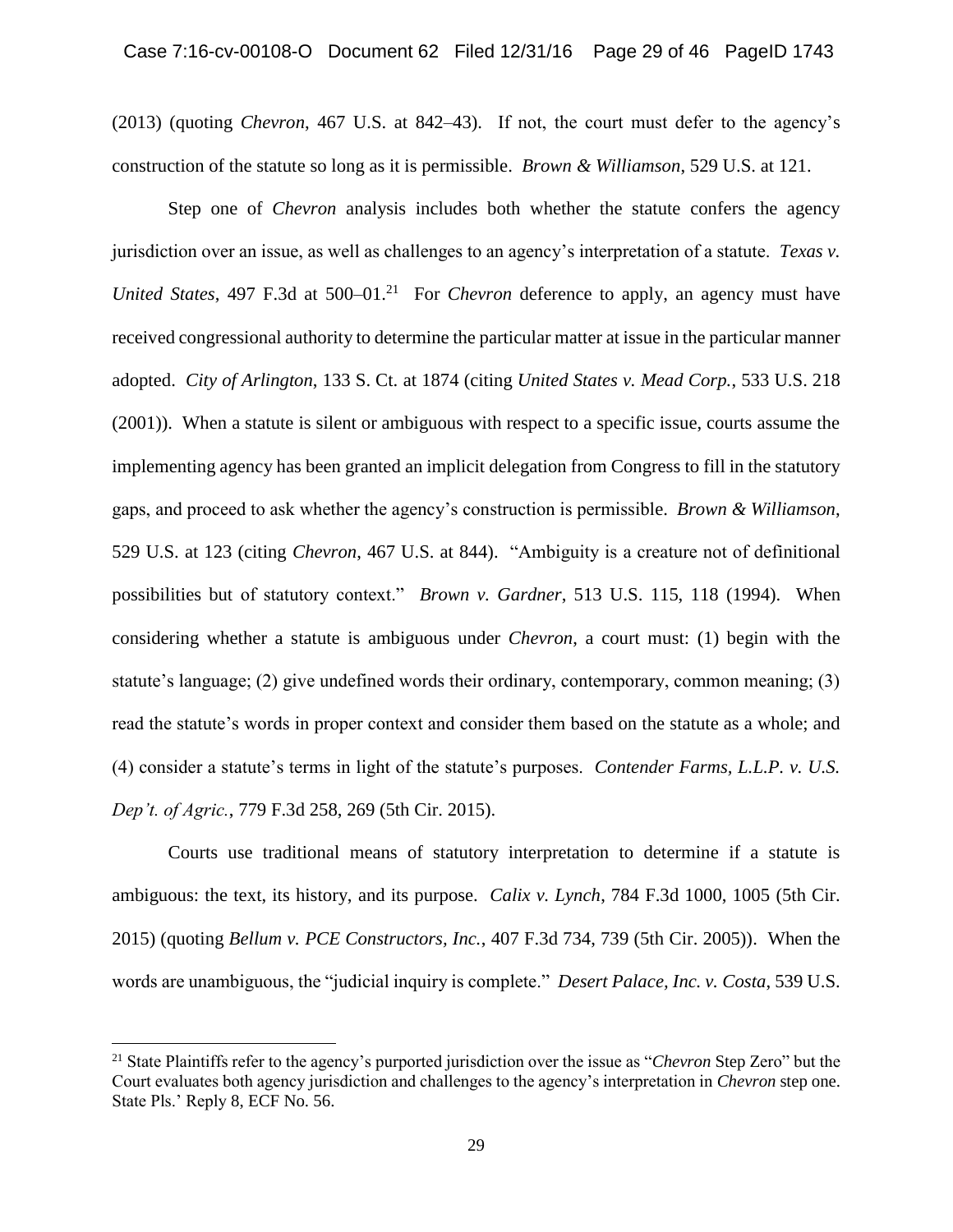(2013) (quoting *Chevron*, 467 U.S. at 842–43). If not, the court must defer to the agency's construction of the statute so long as it is permissible. *Brown & Williamson*, 529 U.S. at 121.

Step one of *Chevron* analysis includes both whether the statute confers the agency jurisdiction over an issue, as well as challenges to an agency's interpretation of a statute. *Texas v. United States*, 497 F.3d at 500–01.[21] For *Chevron* deference to apply, an agency must have received congressional authority to determine the particular matter at issue in the particular manner adopted. *City of Arlington*, 133 S. Ct. at 1874 (citing *United States v. Mead Corp.*, 533 U.S. 218 (2001)). When a statute is silent or ambiguous with respect to a specific issue, courts assume the implementing agency has been granted an implicit delegation from Congress to fill in the statutory gaps, and proceed to ask whether the agency's construction is permissible. *Brown & Williamson*, 529 U.S. at 123 (citing *Chevron*, 467 U.S. at 844). "Ambiguity is a creature not of definitional possibilities but of statutory context." *Brown v. Gardner*, 513 U.S. 115, 118 (1994). When considering whether a statute is ambiguous under *Chevron*, a court must: (1) begin with the statute's language; (2) give undefined words their ordinary, contemporary, common meaning; (3) read the statute's words in proper context and consider them based on the statute as a whole; and (4) consider a statute's terms in light of the statute's purposes. *Contender Farms, L.L.P. v. U.S. Dep't. of Agric.*, 779 F.3d 258, 269 (5th Cir. 2015).

Courts use traditional means of statutory interpretation to determine if a statute is ambiguous: the text, its history, and its purpose. *Calix v. Lynch*, 784 F.3d 1000, 1005 (5th Cir. 2015) (quoting *Bellum v. PCE Constructors, Inc.*, 407 F.3d 734, 739 (5th Cir. 2005)). When the words are unambiguous, the "judicial inquiry is complete." *Desert Palace, Inc. v. Costa*, 539 U.S.

---

[21] State Plaintiffs refer to the agency's purported jurisdiction over the issue as "*Chevron* Step Zero" but the Court evaluates both agency jurisdiction and challenges to the agency's interpretation in *Chevron* step one. State Pls.' Reply 8, ECF No. 56.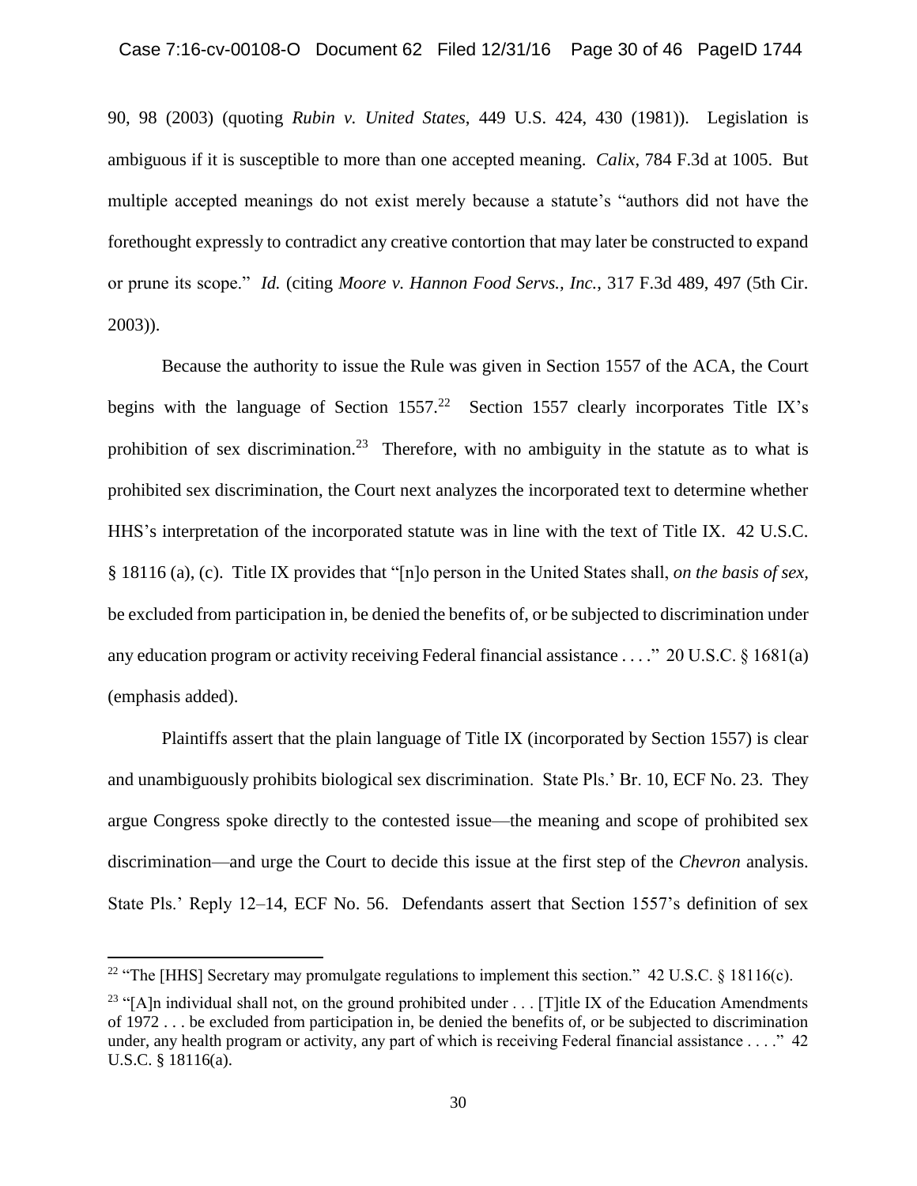90, 98 (2003) (quoting *Rubin v. United States*, 449 U.S. 424, 430 (1981)). Legislation is ambiguous if it is susceptible to more than one accepted meaning. *Calix*, 784 F.3d at 1005. But multiple accepted meanings do not exist merely because a statute's "authors did not have the forethought expressly to contradict any creative contortion that may later be constructed to expand or prune its scope." *Id.* (citing *Moore v. Hannon Food Servs., Inc.*, 317 F.3d 489, 497 (5th Cir. 2003)).

Because the authority to issue the Rule was given in Section 1557 of the ACA, the Court begins with the language of Section 1557.[22] Section 1557 clearly incorporates Title IX's prohibition of sex discrimination.[23] Therefore, with no ambiguity in the statute as to what is prohibited sex discrimination, the Court next analyzes the incorporated text to determine whether HHS's interpretation of the incorporated statute was in line with the text of Title IX. 42 U.S.C. § 18116 (a), (c). Title IX provides that "[n]o person in the United States shall, *on the basis of sex*, be excluded from participation in, be denied the benefits of, or be subjected to discrimination under any education program or activity receiving Federal financial assistance . . . ." 20 U.S.C. § 1681(a) (emphasis added).

Plaintiffs assert that the plain language of Title IX (incorporated by Section 1557) is clear and unambiguously prohibits biological sex discrimination. State Pls.' Br. 10, ECF No. 23. They argue Congress spoke directly to the contested issue—the meaning and scope of prohibited sex discrimination—and urge the Court to decide this issue at the first step of the *Chevron* analysis. State Pls.' Reply 12–14, ECF No. 56. Defendants assert that Section 1557's definition of sex

---

[22] "The [HHS] Secretary may promulgate regulations to implement this section." 42 U.S.C. § 18116(c).

[23] "[A]n individual shall not, on the ground prohibited under . . . [T]itle IX of the Education Amendments of 1972 . . . be excluded from participation in, be denied the benefits of, or be subjected to discrimination under, any health program or activity, any part of which is receiving Federal financial assistance . . . ." 42 U.S.C. § 18116(a).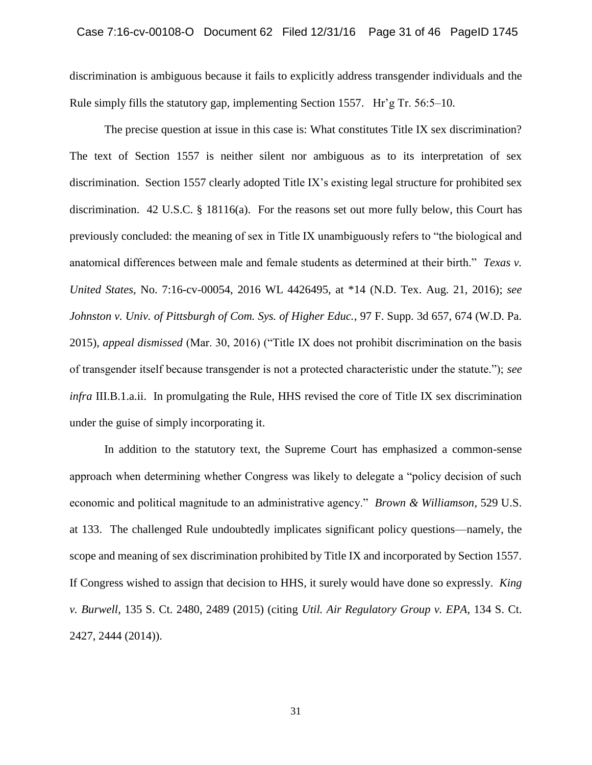discrimination is ambiguous because it fails to explicitly address transgender individuals and the Rule simply fills the statutory gap, implementing Section 1557. Hr'g Tr. 56:5–10.

The precise question at issue in this case is: What constitutes Title IX sex discrimination? The text of Section 1557 is neither silent nor ambiguous as to its interpretation of sex discrimination. Section 1557 clearly adopted Title IX's existing legal structure for prohibited sex discrimination. 42 U.S.C. § 18116(a). For the reasons set out more fully below, this Court has previously concluded: the meaning of sex in Title IX unambiguously refers to "the biological and anatomical differences between male and female students as determined at their birth." *Texas v. United States*, No. 7:16-cv-00054, 2016 WL 4426495, at *14 (N.D. Tex. Aug. 21, 2016); *see Johnston v. Univ. of Pittsburgh of Com. Sys. of Higher Educ.*, 97 F. Supp. 3d 657, 674 (W.D. Pa. 2015), *appeal dismissed* (Mar. 30, 2016) ("Title IX does not prohibit discrimination on the basis of transgender itself because transgender is not a protected characteristic under the statute."); *see infra* III.B.1.a.ii. In promulgating the Rule, HHS revised the core of Title IX sex discrimination under the guise of simply incorporating it.

In addition to the statutory text, the Supreme Court has emphasized a common-sense approach when determining whether Congress was likely to delegate a "policy decision of such economic and political magnitude to an administrative agency." *Brown & Williamson*, 529 U.S. at 133. The challenged Rule undoubtedly implicates significant policy questions—namely, the scope and meaning of sex discrimination prohibited by Title IX and incorporated by Section 1557. If Congress wished to assign that decision to HHS, it surely would have done so expressly. *King v. Burwell*, 135 S. Ct. 2480, 2489 (2015) (citing *Util. Air Regulatory Group v. EPA*, 134 S. Ct. 2427, 2444 (2014)).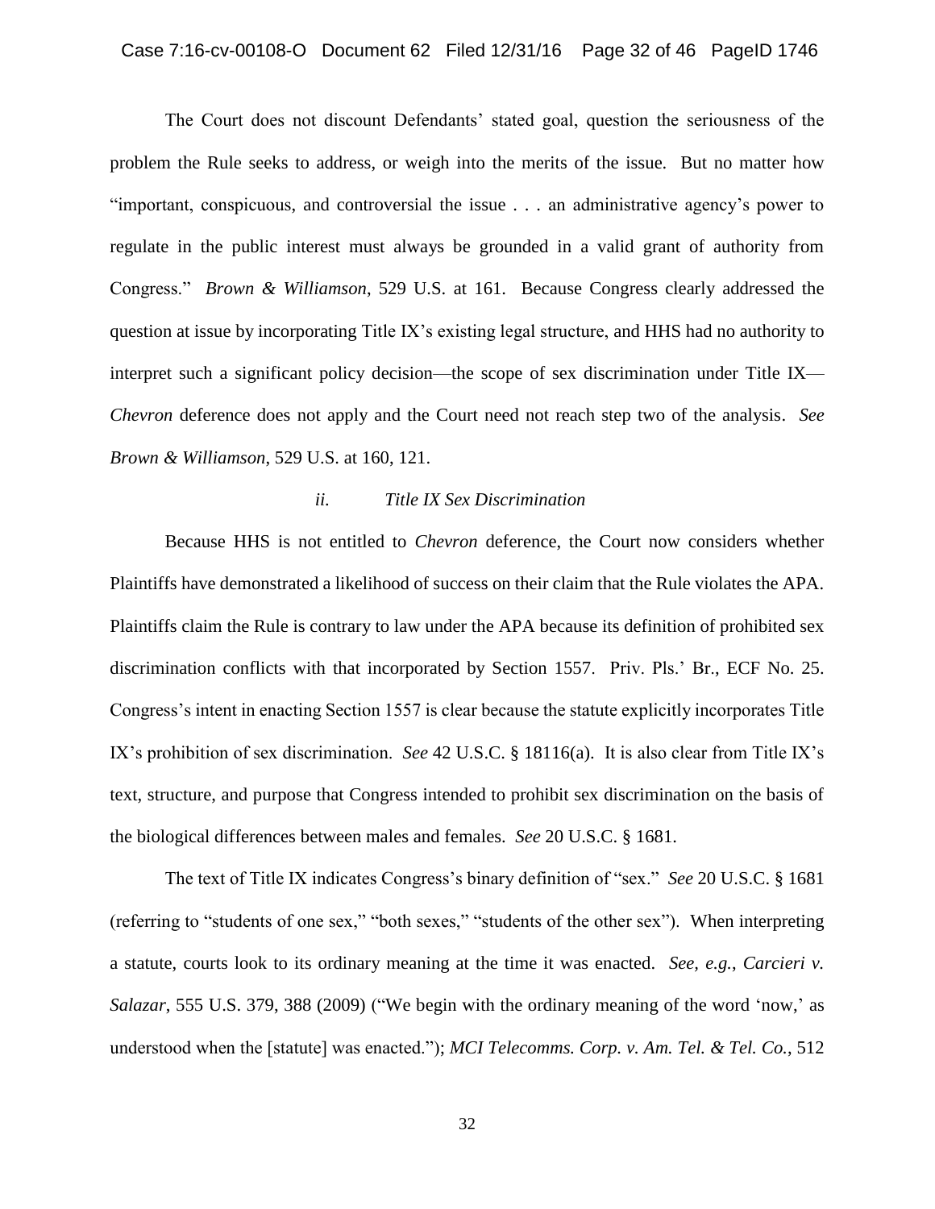The Court does not discount Defendants' stated goal, question the seriousness of the problem the Rule seeks to address, or weigh into the merits of the issue. But no matter how "important, conspicuous, and controversial the issue . . . an administrative agency's power to regulate in the public interest must always be grounded in a valid grant of authority from Congress." *Brown & Williamson*, 529 U.S. at 161. Because Congress clearly addressed the question at issue by incorporating Title IX's existing legal structure, and HHS had no authority to interpret such a significant policy decision—the scope of sex discrimination under Title IX—*Chevron* deference does not apply and the Court need not reach step two of the analysis. *See Brown & Williamson*, 529 U.S. at 160, 121.

*ii. Title IX Sex Discrimination*

Because HHS is not entitled to *Chevron* deference, the Court now considers whether Plaintiffs have demonstrated a likelihood of success on their claim that the Rule violates the APA. Plaintiffs claim the Rule is contrary to law under the APA because its definition of prohibited sex discrimination conflicts with that incorporated by Section 1557. Priv. Pls.' Br., ECF No. 25. Congress's intent in enacting Section 1557 is clear because the statute explicitly incorporates Title IX's prohibition of sex discrimination. *See* 42 U.S.C. § 18116(a). It is also clear from Title IX's text, structure, and purpose that Congress intended to prohibit sex discrimination on the basis of the biological differences between males and females. *See* 20 U.S.C. § 1681.

The text of Title IX indicates Congress's binary definition of "sex." *See* 20 U.S.C. § 1681 (referring to "students of one sex," "both sexes," "students of the other sex"). When interpreting a statute, courts look to its ordinary meaning at the time it was enacted. *See, e.g.*, *Carcieri v. Salazar*, 555 U.S. 379, 388 (2009) ("We begin with the ordinary meaning of the word 'now,' as understood when the [statute] was enacted."); *MCI Telecomms. Corp. v. Am. Tel. & Tel. Co.*, 512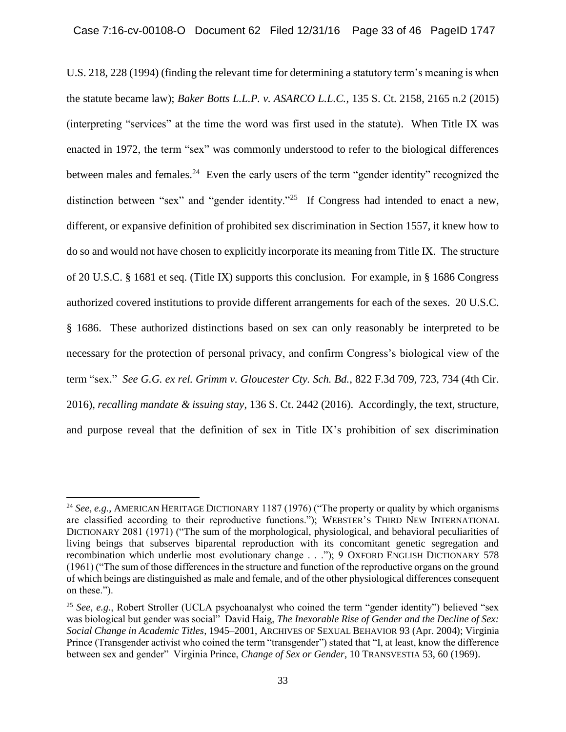U.S. 218, 228 (1994) (finding the relevant time for determining a statutory term's meaning is when the statute became law); *Baker Botts L.L.P. v. ASARCO L.L.C.*, 135 S. Ct. 2158, 2165 n.2 (2015) (interpreting "services" at the time the word was first used in the statute). When Title IX was enacted in 1972, the term "sex" was commonly understood to refer to the biological differences between males and females.[24] Even the early users of the term "gender identity" recognized the distinction between "sex" and "gender identity."[25] If Congress had intended to enact a new, different, or expansive definition of prohibited sex discrimination in Section 1557, it knew how to do so and would not have chosen to explicitly incorporate its meaning from Title IX. The structure of 20 U.S.C. § 1681 et seq. (Title IX) supports this conclusion. For example, in § 1686 Congress authorized covered institutions to provide different arrangements for each of the sexes. 20 U.S.C. § 1686. These authorized distinctions based on sex can only reasonably be interpreted to be necessary for the protection of personal privacy, and confirm Congress's biological view of the term "sex." *See G.G. ex rel. Grimm v. Gloucester Cty. Sch. Bd.*, 822 F.3d 709, 723, 734 (4th Cir. 2016), *recalling mandate & issuing stay*, 136 S. Ct. 2442 (2016). Accordingly, the text, structure, and purpose reveal that the definition of sex in Title IX's prohibition of sex discrimination

---

[24] *See, e.g.*, AMERICAN HERITAGE DICTIONARY 1187 (1976) ("The property or quality by which organisms are classified according to their reproductive functions."); WEBSTER'S THIRD NEW INTERNATIONAL DICTIONARY 2081 (1971) ("The sum of the morphological, physiological, and behavioral peculiarities of living beings that subserves biparental reproduction with its concomitant genetic segregation and recombination which underlie most evolutionary change . . ."); 9 OXFORD ENGLISH DICTIONARY 578 (1961) ("The sum of those differences in the structure and function of the reproductive organs on the ground of which beings are distinguished as male and female, and of the other physiological differences consequent on these.").

[25] *See, e.g.*, Robert Stroller (UCLA psychoanalyst who coined the term "gender identity") believed "sex was biological but gender was social" David Haig, *The Inexorable Rise of Gender and the Decline of Sex: Social Change in Academic Titles*, 1945–2001, ARCHIVES OF SEXUAL BEHAVIOR 93 (Apr. 2004); Virginia Prince (Transgender activist who coined the term "transgender") stated that "I, at least, know the difference between sex and gender" Virginia Prince, *Change of Sex or Gender*, 10 TRANSVESTIA 53, 60 (1969).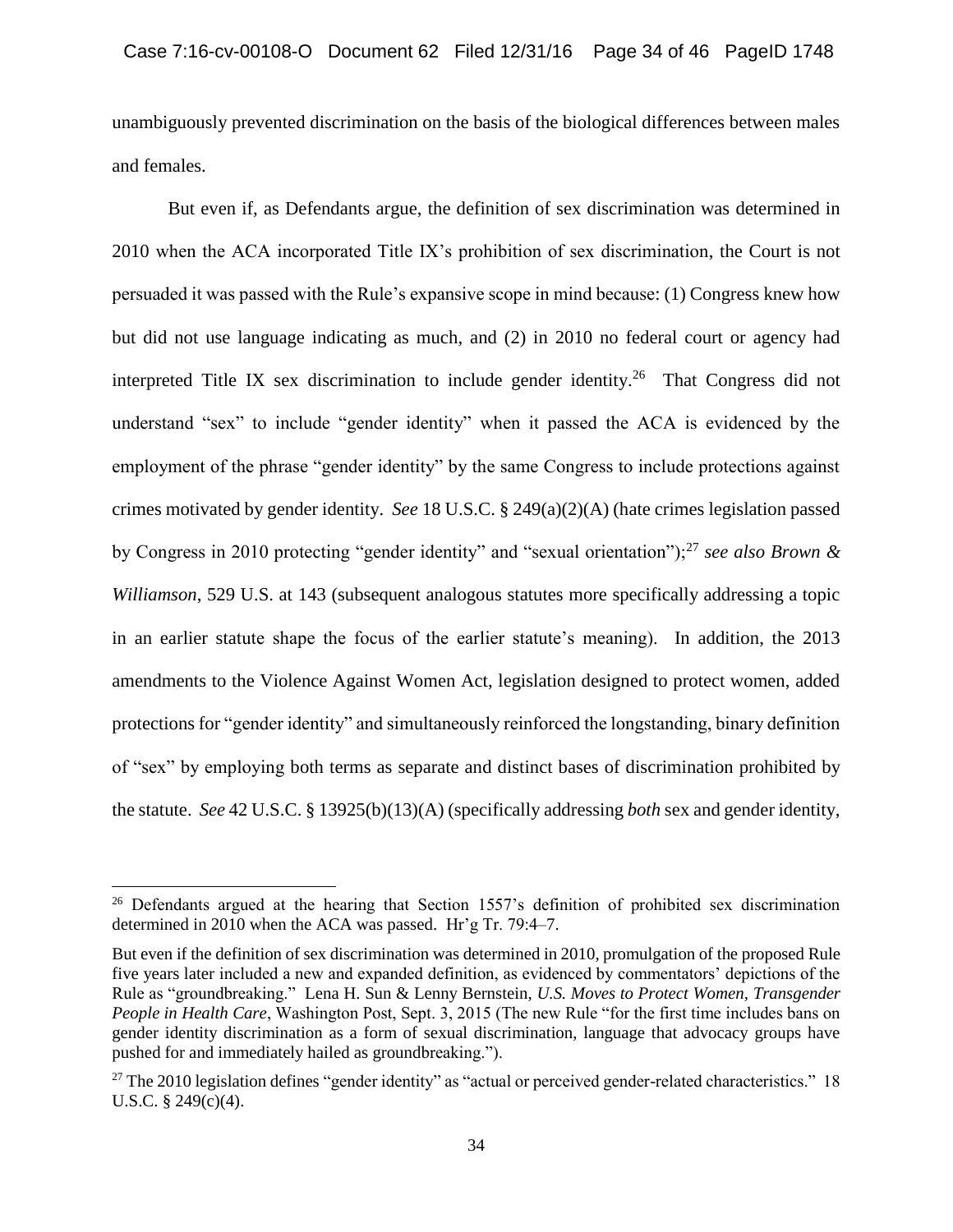unambiguously prevented discrimination on the basis of the biological differences between males and females.

But even if, as Defendants argue, the definition of sex discrimination was determined in 2010 when the ACA incorporated Title IX's prohibition of sex discrimination, the Court is not persuaded it was passed with the Rule's expansive scope in mind because: (1) Congress knew how but did not use language indicating as much, and (2) in 2010 no federal court or agency had interpreted Title IX sex discrimination to include gender identity.[26] That Congress did not understand "sex" to include "gender identity" when it passed the ACA is evidenced by the employment of the phrase "gender identity" by the same Congress to include protections against crimes motivated by gender identity. *See* 18 U.S.C. § 249(a)(2)(A) (hate crimes legislation passed by Congress in 2010 protecting "gender identity" and "sexual orientation");[27] *see also Brown & Williamson*, 529 U.S. at 143 (subsequent analogous statutes more specifically addressing a topic in an earlier statute shape the focus of the earlier statute's meaning). In addition, the 2013 amendments to the Violence Against Women Act, legislation designed to protect women, added protections for "gender identity" and simultaneously reinforced the longstanding, binary definition of "sex" by employing both terms as separate and distinct bases of discrimination prohibited by the statute. *See* 42 U.S.C. § 13925(b)(13)(A) (specifically addressing *both* sex and gender identity,

---

[26] Defendants argued at the hearing that Section 1557's definition of prohibited sex discrimination determined in 2010 when the ACA was passed. Hr'g Tr. 79:4–7.

But even if the definition of sex discrimination was determined in 2010, promulgation of the proposed Rule five years later included a new and expanded definition, as evidenced by commentators' depictions of the Rule as "groundbreaking." Lena H. Sun & Lenny Bernstein, *U.S. Moves to Protect Women, Transgender People in Health Care*, Washington Post, Sept. 3, 2015 (The new Rule "for the first time includes bans on gender identity discrimination as a form of sexual discrimination, language that advocacy groups have pushed for and immediately hailed as groundbreaking.").

[27] The 2010 legislation defines "gender identity" as "actual or perceived gender-related characteristics." 18 U.S.C. § 249(c)(4).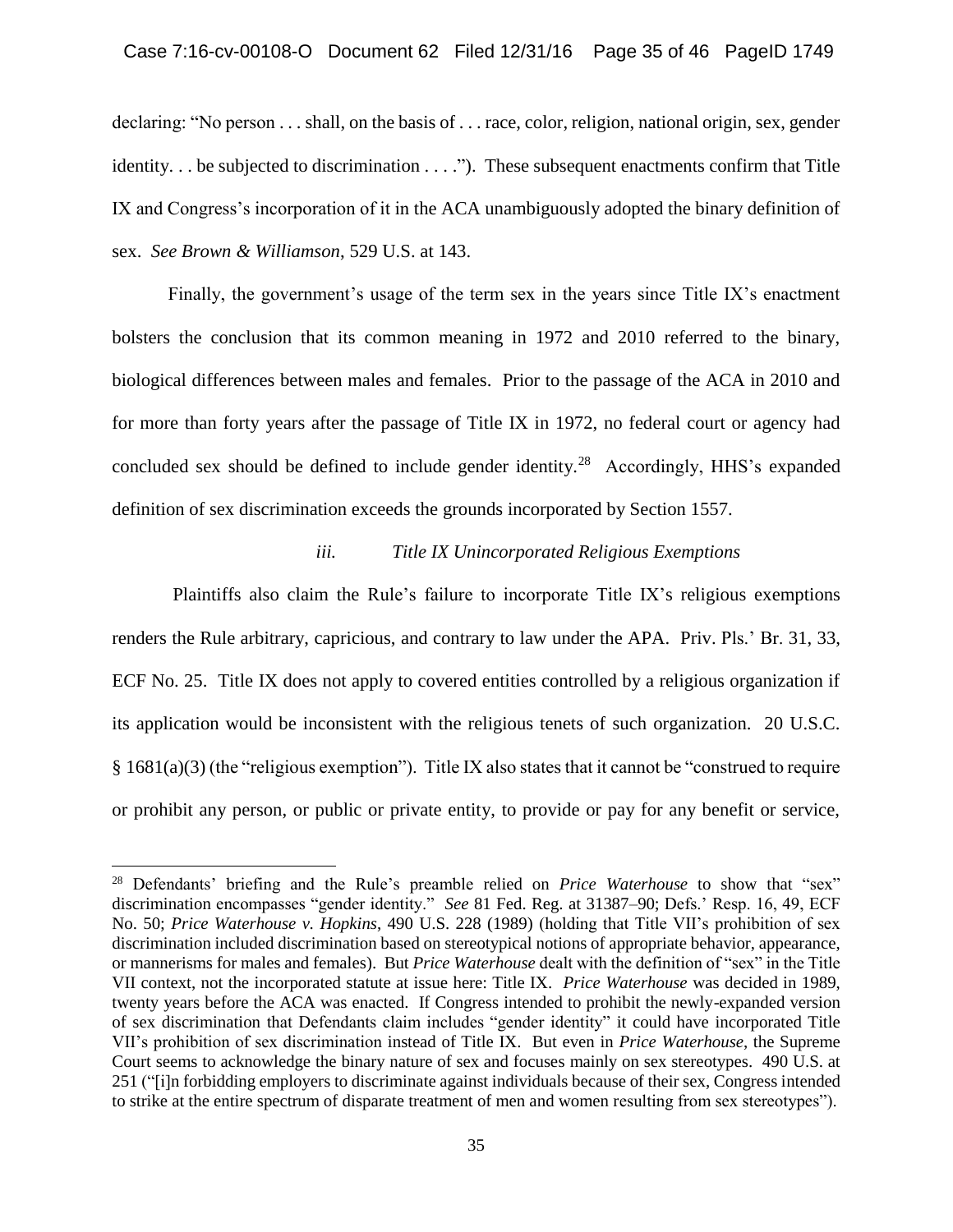declaring: "No person . . . shall, on the basis of . . . race, color, religion, national origin, sex, gender identity. . . be subjected to discrimination . . . ."). These subsequent enactments confirm that Title IX and Congress's incorporation of it in the ACA unambiguously adopted the binary definition of sex. *See Brown & Williamson*, 529 U.S. at 143.

Finally, the government's usage of the term sex in the years since Title IX's enactment bolsters the conclusion that its common meaning in 1972 and 2010 referred to the binary, biological differences between males and females. Prior to the passage of the ACA in 2010 and for more than forty years after the passage of Title IX in 1972, no federal court or agency had concluded sex should be defined to include gender identity.[28] Accordingly, HHS's expanded definition of sex discrimination exceeds the grounds incorporated by Section 1557.

*iii. Title IX Unincorporated Religious Exemptions*

Plaintiffs also claim the Rule's failure to incorporate Title IX's religious exemptions renders the Rule arbitrary, capricious, and contrary to law under the APA. Priv. Pls.' Br. 31, 33, ECF No. 25. Title IX does not apply to covered entities controlled by a religious organization if its application would be inconsistent with the religious tenets of such organization. 20 U.S.C. § 1681(a)(3) (the "religious exemption"). Title IX also states that it cannot be "construed to require or prohibit any person, or public or private entity, to provide or pay for any benefit or service,

---

[28] Defendants' briefing and the Rule's preamble relied on *Price Waterhouse* to show that "sex" discrimination encompasses "gender identity." *See* 81 Fed. Reg. at 31387–90; Defs.' Resp. 16, 49, ECF No. 50; *Price Waterhouse v. Hopkins*, 490 U.S. 228 (1989) (holding that Title VII's prohibition of sex discrimination included discrimination based on stereotypical notions of appropriate behavior, appearance, or mannerisms for males and females). But *Price Waterhouse* dealt with the definition of "sex" in the Title VII context, not the incorporated statute at issue here: Title IX. *Price Waterhouse* was decided in 1989, twenty years before the ACA was enacted. If Congress intended to prohibit the newly-expanded version of sex discrimination that Defendants claim includes "gender identity" it could have incorporated Title VII's prohibition of sex discrimination instead of Title IX. But even in *Price Waterhouse*, the Supreme Court seems to acknowledge the binary nature of sex and focuses mainly on sex stereotypes. 490 U.S. at 251 ("[i]n forbidding employers to discriminate against individuals because of their sex, Congress intended to strike at the entire spectrum of disparate treatment of men and women resulting from sex stereotypes").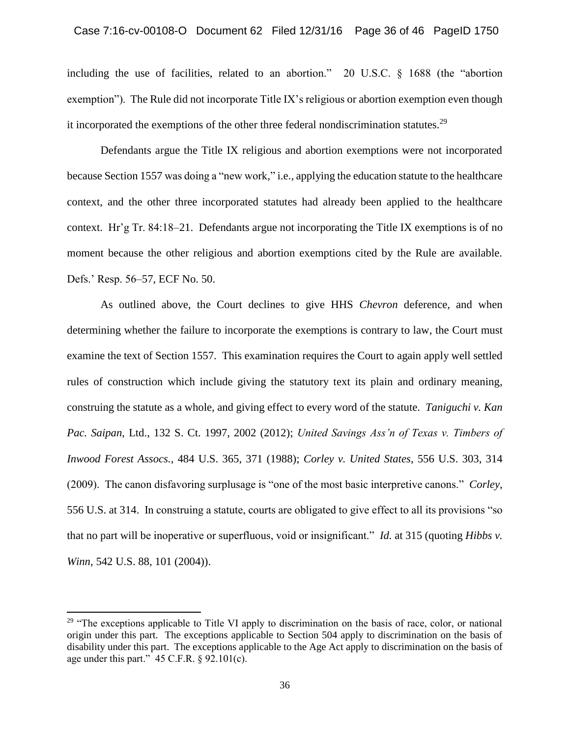including the use of facilities, related to an abortion." 20 U.S.C. § 1688 (the "abortion exemption"). The Rule did not incorporate Title IX's religious or abortion exemption even though it incorporated the exemptions of the other three federal nondiscrimination statutes.[29]

Defendants argue the Title IX religious and abortion exemptions were not incorporated because Section 1557 was doing a "new work," i.e., applying the education statute to the healthcare context, and the other three incorporated statutes had already been applied to the healthcare context. Hr'g Tr. 84:18–21. Defendants argue not incorporating the Title IX exemptions is of no moment because the other religious and abortion exemptions cited by the Rule are available. Defs.' Resp. 56–57, ECF No. 50.

As outlined above, the Court declines to give HHS *Chevron* deference, and when determining whether the failure to incorporate the exemptions is contrary to law, the Court must examine the text of Section 1557. This examination requires the Court to again apply well settled rules of construction which include giving the statutory text its plain and ordinary meaning, construing the statute as a whole, and giving effect to every word of the statute. *Taniguchi v. Kan Pac. Saipan*, Ltd., 132 S. Ct. 1997, 2002 (2012); *United Savings Ass'n of Texas v. Timbers of Inwood Forest Assocs.*, 484 U.S. 365, 371 (1988); *Corley v. United States*, 556 U.S. 303, 314 (2009). The canon disfavoring surplusage is "one of the most basic interpretive canons." *Corley*, 556 U.S. at 314. In construing a statute, courts are obligated to give effect to all its provisions "so that no part will be inoperative or superfluous, void or insignificant." *Id.* at 315 (quoting *Hibbs v. Winn*, 542 U.S. 88, 101 (2004)).

[29] "The exceptions applicable to Title VI apply to discrimination on the basis of race, color, or national origin under this part. The exceptions applicable to Section 504 apply to discrimination on the basis of disability under this part. The exceptions applicable to the Age Act apply to discrimination on the basis of age under this part." 45 C.F.R. § 92.101(c).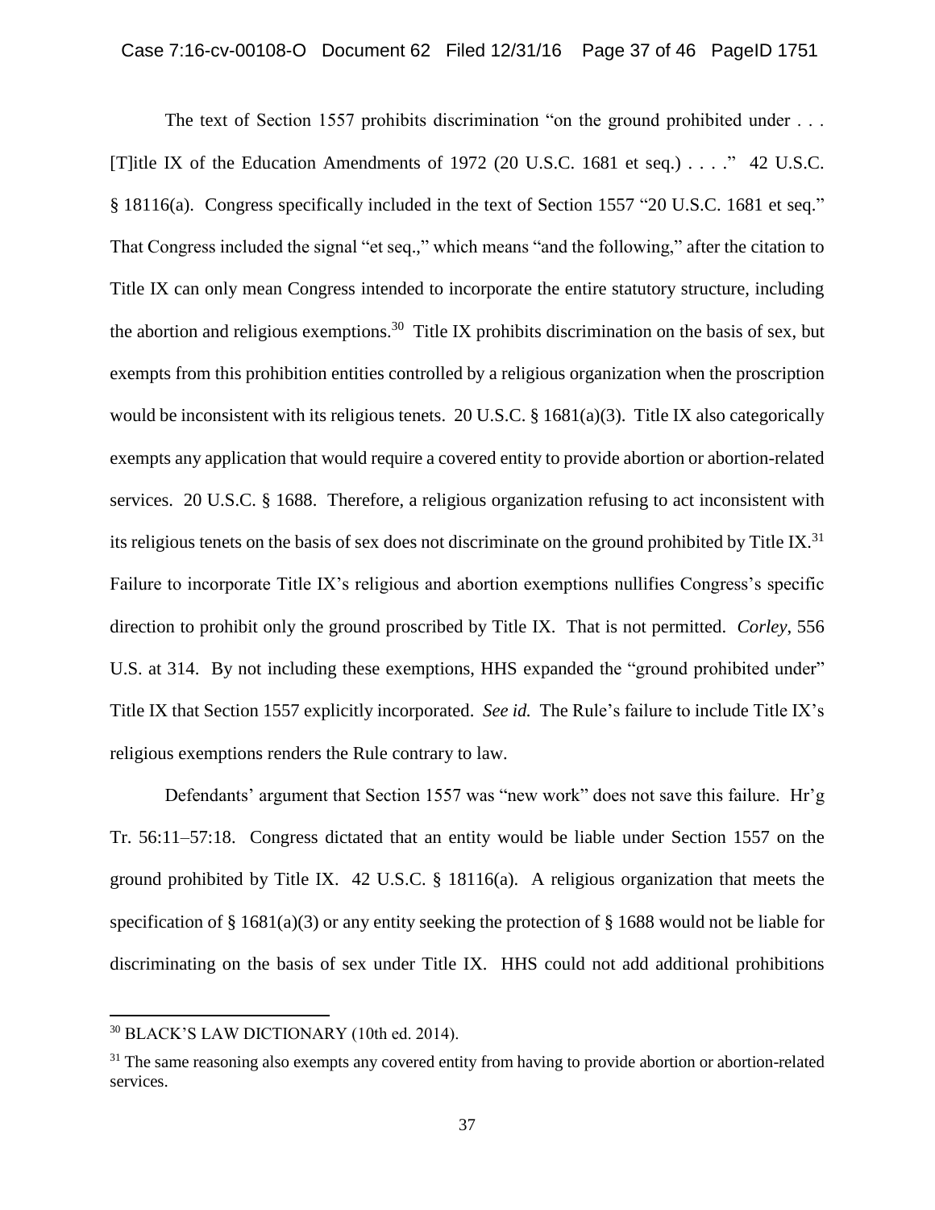The text of Section 1557 prohibits discrimination "on the ground prohibited under . . . [T]itle IX of the Education Amendments of 1972 (20 U.S.C. 1681 et seq.) . . . ." 42 U.S.C. § 18116(a). Congress specifically included in the text of Section 1557 "20 U.S.C. 1681 et seq." That Congress included the signal "et seq.," which means "and the following," after the citation to Title IX can only mean Congress intended to incorporate the entire statutory structure, including the abortion and religious exemptions.[30] Title IX prohibits discrimination on the basis of sex, but exempts from this prohibition entities controlled by a religious organization when the proscription would be inconsistent with its religious tenets. 20 U.S.C. § 1681(a)(3). Title IX also categorically exempts any application that would require a covered entity to provide abortion or abortion-related services. 20 U.S.C. § 1688. Therefore, a religious organization refusing to act inconsistent with its religious tenets on the basis of sex does not discriminate on the ground prohibited by Title IX.[31] Failure to incorporate Title IX's religious and abortion exemptions nullifies Congress's specific direction to prohibit only the ground proscribed by Title IX. That is not permitted. *Corley*, 556 U.S. at 314. By not including these exemptions, HHS expanded the "ground prohibited under" Title IX that Section 1557 explicitly incorporated. *See id.* The Rule's failure to include Title IX's religious exemptions renders the Rule contrary to law.

Defendants' argument that Section 1557 was "new work" does not save this failure. Hr'g Tr. 56:11–57:18. Congress dictated that an entity would be liable under Section 1557 on the ground prohibited by Title IX. 42 U.S.C. § 18116(a). A religious organization that meets the specification of § 1681(a)(3) or any entity seeking the protection of § 1688 would not be liable for discriminating on the basis of sex under Title IX. HHS could not add additional prohibitions

---

[30] BLACK'S LAW DICTIONARY (10th ed. 2014).

[31] The same reasoning also exempts any covered entity from having to provide abortion or abortion-related services.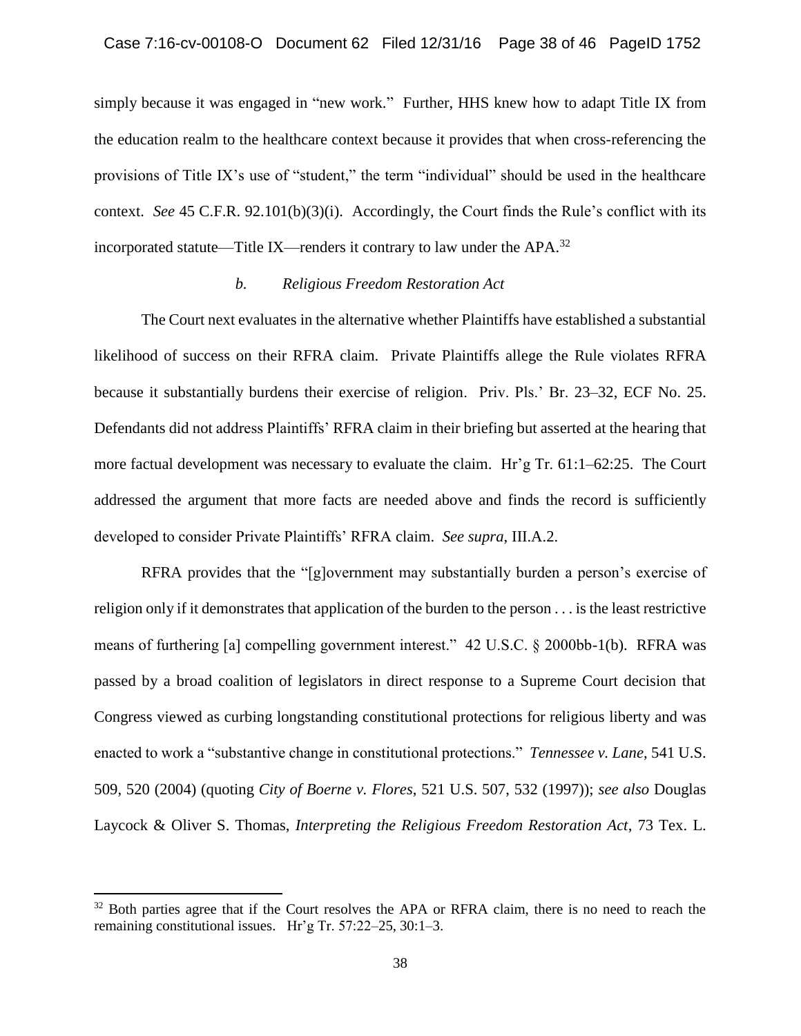simply because it was engaged in "new work." Further, HHS knew how to adapt Title IX from the education realm to the healthcare context because it provides that when cross-referencing the provisions of Title IX's use of "student," the term "individual" should be used in the healthcare context. *See* 45 C.F.R. 92.101(b)(3)(i). Accordingly, the Court finds the Rule's conflict with its incorporated statute—Title IX—renders it contrary to law under the APA.[32]

*b. Religious Freedom Restoration Act*

The Court next evaluates in the alternative whether Plaintiffs have established a substantial likelihood of success on their RFRA claim. Private Plaintiffs allege the Rule violates RFRA because it substantially burdens their exercise of religion. Priv. Pls.' Br. 23–32, ECF No. 25. Defendants did not address Plaintiffs' RFRA claim in their briefing but asserted at the hearing that more factual development was necessary to evaluate the claim. Hr'g Tr. 61:1–62:25. The Court addressed the argument that more facts are needed above and finds the record is sufficiently developed to consider Private Plaintiffs' RFRA claim. *See supra*, III.A.2.

RFRA provides that the "[g]overnment may substantially burden a person's exercise of religion only if it demonstrates that application of the burden to the person . . . is the least restrictive means of furthering [a] compelling government interest." 42 U.S.C. § 2000bb-1(b). RFRA was passed by a broad coalition of legislators in direct response to a Supreme Court decision that Congress viewed as curbing longstanding constitutional protections for religious liberty and was enacted to work a "substantive change in constitutional protections." *Tennessee v. Lane*, 541 U.S. 509, 520 (2004) (quoting *City of Boerne v. Flores*, 521 U.S. 507, 532 (1997)); *see also* Douglas Laycock & Oliver S. Thomas, *Interpreting the Religious Freedom Restoration Act*, 73 Tex. L.

---

[32] Both parties agree that if the Court resolves the APA or RFRA claim, there is no need to reach the remaining constitutional issues. Hr'g Tr. 57:22–25, 30:1–3.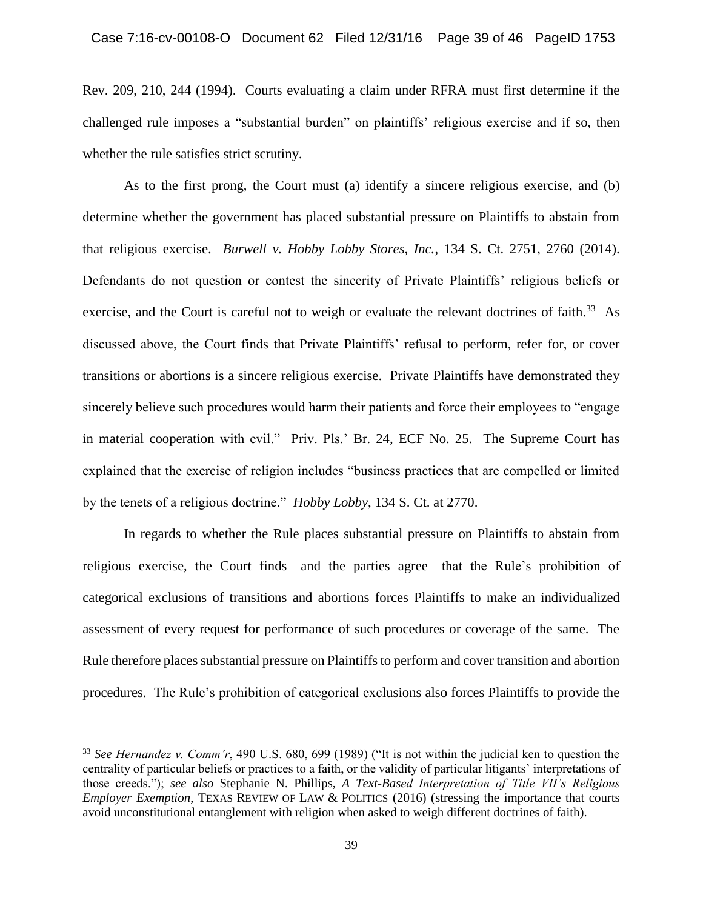Rev. 209, 210, 244 (1994). Courts evaluating a claim under RFRA must first determine if the challenged rule imposes a "substantial burden" on plaintiffs' religious exercise and if so, then whether the rule satisfies strict scrutiny.

As to the first prong, the Court must (a) identify a sincere religious exercise, and (b) determine whether the government has placed substantial pressure on Plaintiffs to abstain from that religious exercise. *Burwell v. Hobby Lobby Stores, Inc.*, 134 S. Ct. 2751, 2760 (2014). Defendants do not question or contest the sincerity of Private Plaintiffs' religious beliefs or exercise, and the Court is careful not to weigh or evaluate the relevant doctrines of faith.[33] As discussed above, the Court finds that Private Plaintiffs' refusal to perform, refer for, or cover transitions or abortions is a sincere religious exercise. Private Plaintiffs have demonstrated they sincerely believe such procedures would harm their patients and force their employees to "engage in material cooperation with evil." Priv. Pls.' Br. 24, ECF No. 25. The Supreme Court has explained that the exercise of religion includes "business practices that are compelled or limited by the tenets of a religious doctrine." *Hobby Lobby*, 134 S. Ct. at 2770.

In regards to whether the Rule places substantial pressure on Plaintiffs to abstain from religious exercise, the Court finds—and the parties agree—that the Rule's prohibition of categorical exclusions of transitions and abortions forces Plaintiffs to make an individualized assessment of every request for performance of such procedures or coverage of the same. The Rule therefore places substantial pressure on Plaintiffs to perform and cover transition and abortion procedures. The Rule's prohibition of categorical exclusions also forces Plaintiffs to provide the

---

[33] *See Hernandez v. Comm'r*, 490 U.S. 680, 699 (1989) ("It is not within the judicial ken to question the centrality of particular beliefs or practices to a faith, or the validity of particular litigants' interpretations of those creeds."); *see also* Stephanie N. Phillips, *A Text-Based Interpretation of Title VII's Religious Employer Exemption*, TEXAS REVIEW OF LAW & POLITICS (2016) (stressing the importance that courts avoid unconstitutional entanglement with religion when asked to weigh different doctrines of faith).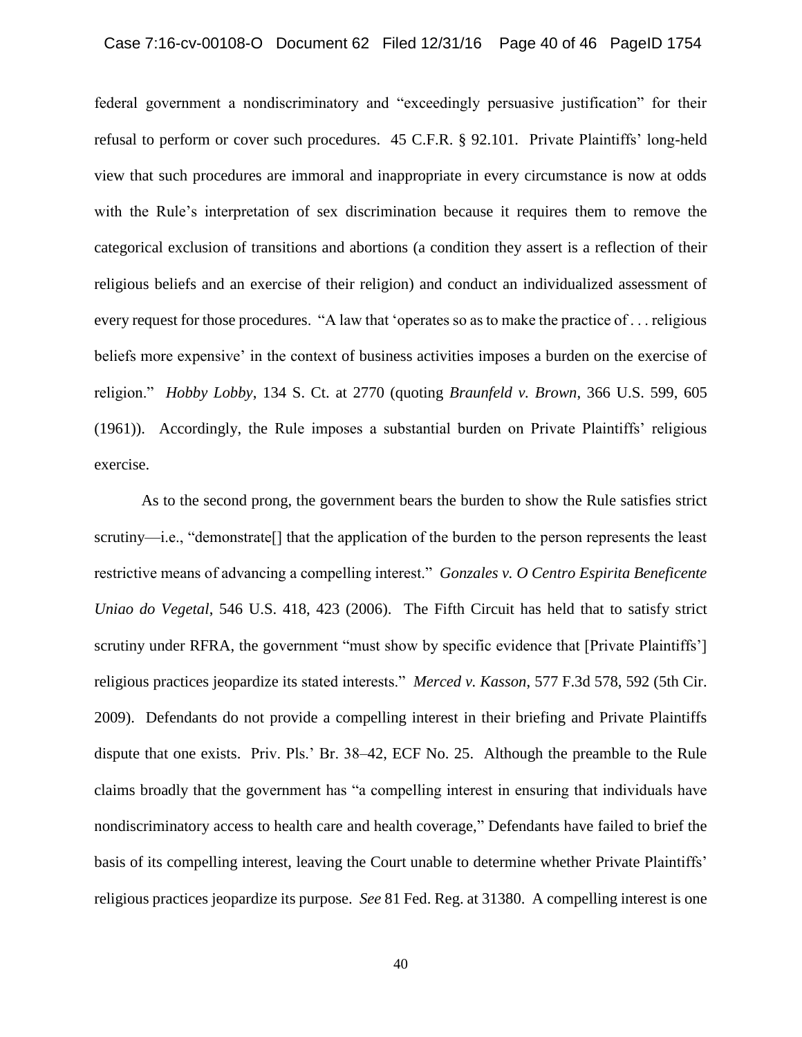federal government a nondiscriminatory and "exceedingly persuasive justification" for their refusal to perform or cover such procedures. 45 C.F.R. § 92.101. Private Plaintiffs' long-held view that such procedures are immoral and inappropriate in every circumstance is now at odds with the Rule's interpretation of sex discrimination because it requires them to remove the categorical exclusion of transitions and abortions (a condition they assert is a reflection of their religious beliefs and an exercise of their religion) and conduct an individualized assessment of every request for those procedures. "A law that 'operates so as to make the practice of . . . religious beliefs more expensive' in the context of business activities imposes a burden on the exercise of religion." *Hobby Lobby*, 134 S. Ct. at 2770 (quoting *Braunfeld v. Brown*, 366 U.S. 599, 605 (1961)). Accordingly, the Rule imposes a substantial burden on Private Plaintiffs' religious exercise.

As to the second prong, the government bears the burden to show the Rule satisfies strict scrutiny—i.e., "demonstrate[] that the application of the burden to the person represents the least restrictive means of advancing a compelling interest." *Gonzales v. O Centro Espirita Beneficente Uniao do Vegetal*, 546 U.S. 418, 423 (2006). The Fifth Circuit has held that to satisfy strict scrutiny under RFRA, the government "must show by specific evidence that [Private Plaintiffs'] religious practices jeopardize its stated interests." *Merced v. Kasson*, 577 F.3d 578, 592 (5th Cir. 2009). Defendants do not provide a compelling interest in their briefing and Private Plaintiffs dispute that one exists. Priv. Pls.' Br. 38–42, ECF No. 25. Although the preamble to the Rule claims broadly that the government has "a compelling interest in ensuring that individuals have nondiscriminatory access to health care and health coverage," Defendants have failed to brief the basis of its compelling interest, leaving the Court unable to determine whether Private Plaintiffs' religious practices jeopardize its purpose. *See* 81 Fed. Reg. at 31380. A compelling interest is one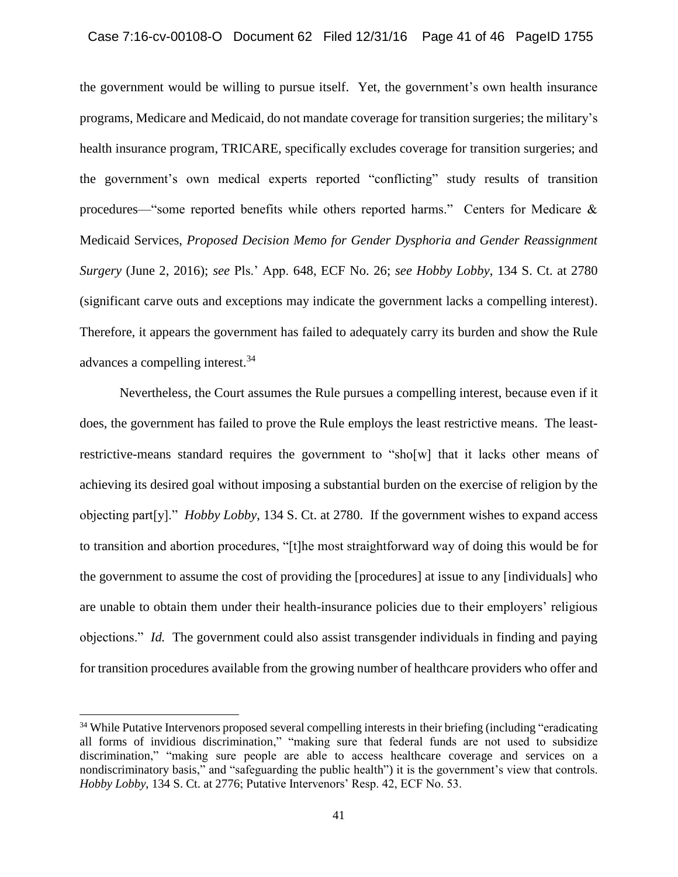the government would be willing to pursue itself. Yet, the government's own health insurance programs, Medicare and Medicaid, do not mandate coverage for transition surgeries; the military's health insurance program, TRICARE, specifically excludes coverage for transition surgeries; and the government's own medical experts reported "conflicting" study results of transition procedures—"some reported benefits while others reported harms." Centers for Medicare & Medicaid Services, *Proposed Decision Memo for Gender Dysphoria and Gender Reassignment Surgery* (June 2, 2016); *see* Pls.' App. 648, ECF No. 26; *see Hobby Lobby*, 134 S. Ct. at 2780 (significant carve outs and exceptions may indicate the government lacks a compelling interest). Therefore, it appears the government has failed to adequately carry its burden and show the Rule advances a compelling interest.[34]

Nevertheless, the Court assumes the Rule pursues a compelling interest, because even if it does, the government has failed to prove the Rule employs the least restrictive means. The least-restrictive-means standard requires the government to "sho[w] that it lacks other means of achieving its desired goal without imposing a substantial burden on the exercise of religion by the objecting part[y]." *Hobby Lobby*, 134 S. Ct. at 2780. If the government wishes to expand access to transition and abortion procedures, "[t]he most straightforward way of doing this would be for the government to assume the cost of providing the [procedures] at issue to any [individuals] who are unable to obtain them under their health-insurance policies due to their employers' religious objections." *Id.* The government could also assist transgender individuals in finding and paying for transition procedures available from the growing number of healthcare providers who offer and

[34] While Putative Intervenors proposed several compelling interests in their briefing (including "eradicating all forms of invidious discrimination," "making sure that federal funds are not used to subsidize discrimination," "making sure people are able to access healthcare coverage and services on a nondiscriminatory basis," and "safeguarding the public health") it is the government's view that controls. *Hobby Lobby*, 134 S. Ct. at 2776; Putative Intervenors' Resp. 42, ECF No. 53.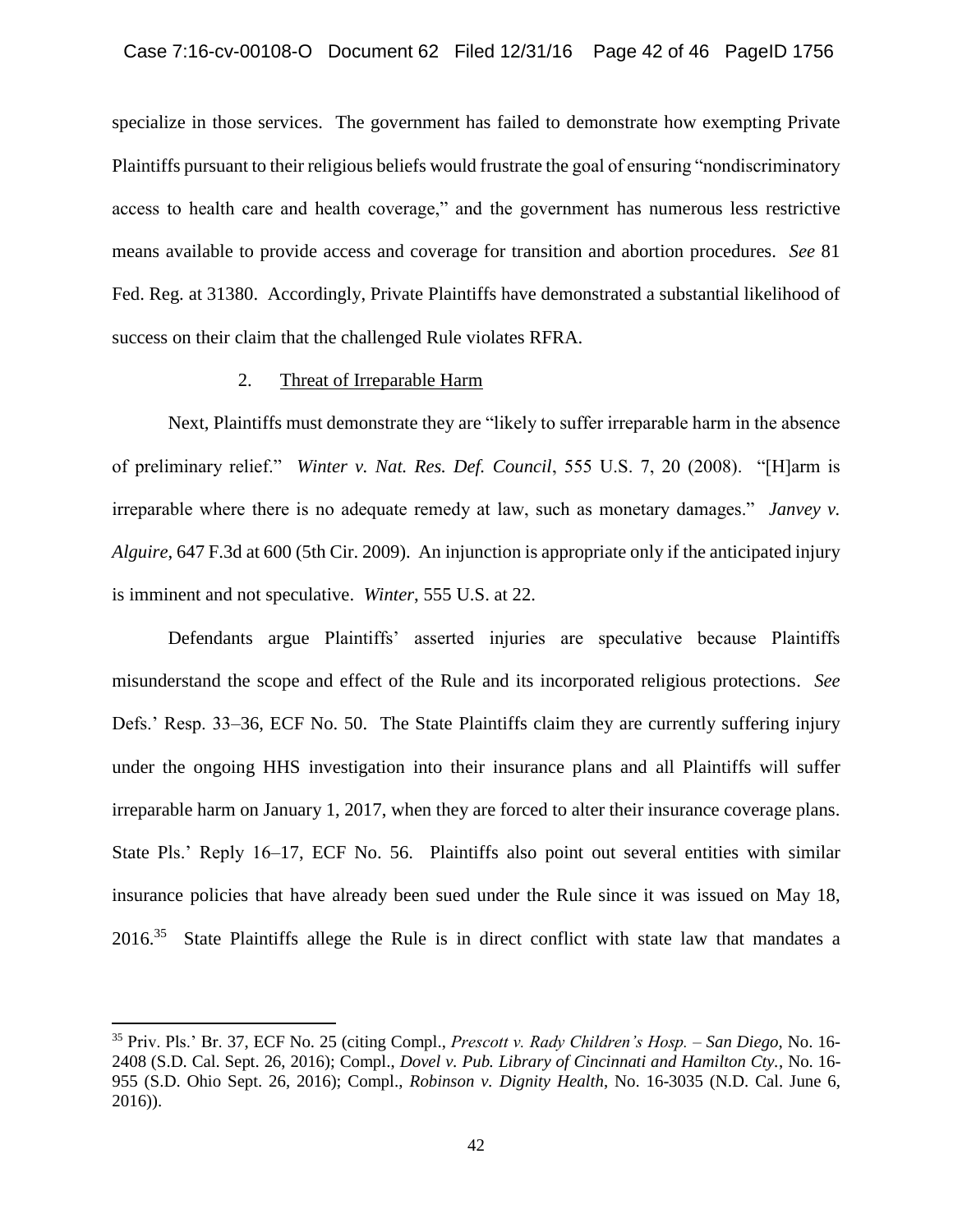specialize in those services. The government has failed to demonstrate how exempting Private Plaintiffs pursuant to their religious beliefs would frustrate the goal of ensuring "nondiscriminatory access to health care and health coverage," and the government has numerous less restrictive means available to provide access and coverage for transition and abortion procedures. *See* 81 Fed. Reg. at 31380. Accordingly, Private Plaintiffs have demonstrated a substantial likelihood of success on their claim that the challenged Rule violates RFRA.

2. Threat of Irreparable Harm

Next, Plaintiffs must demonstrate they are "likely to suffer irreparable harm in the absence of preliminary relief." *Winter v. Nat. Res. Def. Council*, 555 U.S. 7, 20 (2008). "[H]arm is irreparable where there is no adequate remedy at law, such as monetary damages." *Janvey v. Alguire*, 647 F.3d at 600 (5th Cir. 2009). An injunction is appropriate only if the anticipated injury is imminent and not speculative. *Winter*, 555 U.S. at 22.

Defendants argue Plaintiffs' asserted injuries are speculative because Plaintiffs misunderstand the scope and effect of the Rule and its incorporated religious protections. *See* Defs.' Resp. 33–36, ECF No. 50. The State Plaintiffs claim they are currently suffering injury under the ongoing HHS investigation into their insurance plans and all Plaintiffs will suffer irreparable harm on January 1, 2017, when they are forced to alter their insurance coverage plans. State Pls.' Reply 16–17, ECF No. 56. Plaintiffs also point out several entities with similar insurance policies that have already been sued under the Rule since it was issued on May 18, 2016.[35] State Plaintiffs allege the Rule is in direct conflict with state law that mandates a

---

[35] Priv. Pls.' Br. 37, ECF No. 25 (citing Compl., *Prescott v. Rady Children's Hosp. – San Diego*, No. 16-2408 (S.D. Cal. Sept. 26, 2016); Compl., *Dovel v. Pub. Library of Cincinnati and Hamilton Cty.*, No. 16-955 (S.D. Ohio Sept. 26, 2016); Compl., *Robinson v. Dignity Health*, No. 16-3035 (N.D. Cal. June 6, 2016)).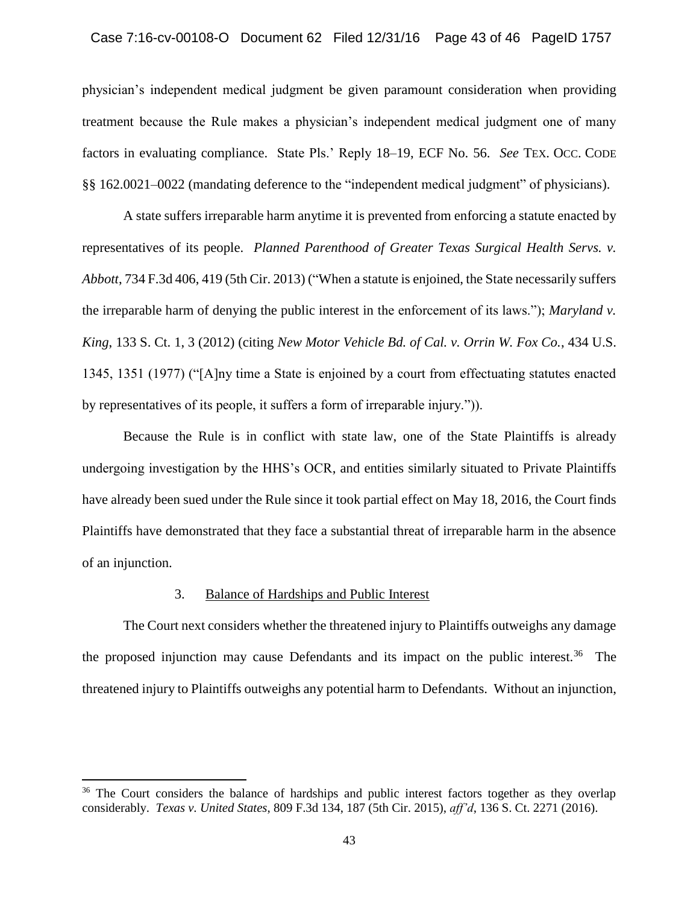physician's independent medical judgment be given paramount consideration when providing treatment because the Rule makes a physician's independent medical judgment one of many factors in evaluating compliance. State Pls.' Reply 18–19, ECF No. 56. *See* TEX. OCC. CODE §§ 162.0021–0022 (mandating deference to the "independent medical judgment" of physicians).

A state suffers irreparable harm anytime it is prevented from enforcing a statute enacted by representatives of its people. *Planned Parenthood of Greater Texas Surgical Health Servs. v. Abbott*, 734 F.3d 406, 419 (5th Cir. 2013) ("When a statute is enjoined, the State necessarily suffers the irreparable harm of denying the public interest in the enforcement of its laws."); *Maryland v. King*, 133 S. Ct. 1, 3 (2012) (citing *New Motor Vehicle Bd. of Cal. v. Orrin W. Fox Co.*, 434 U.S. 1345, 1351 (1977) ("[A]ny time a State is enjoined by a court from effectuating statutes enacted by representatives of its people, it suffers a form of irreparable injury.")).

Because the Rule is in conflict with state law, one of the State Plaintiffs is already undergoing investigation by the HHS's OCR, and entities similarly situated to Private Plaintiffs have already been sued under the Rule since it took partial effect on May 18, 2016, the Court finds Plaintiffs have demonstrated that they face a substantial threat of irreparable harm in the absence of an injunction.

### 3. Balance of Hardships and Public Interest

The Court next considers whether the threatened injury to Plaintiffs outweighs any damage the proposed injunction may cause Defendants and its impact on the public interest.[36] The threatened injury to Plaintiffs outweighs any potential harm to Defendants. Without an injunction,

[36] The Court considers the balance of hardships and public interest factors together as they overlap considerably. *Texas v. United States*, 809 F.3d 134, 187 (5th Cir. 2015), *aff'd*, 136 S. Ct. 2271 (2016).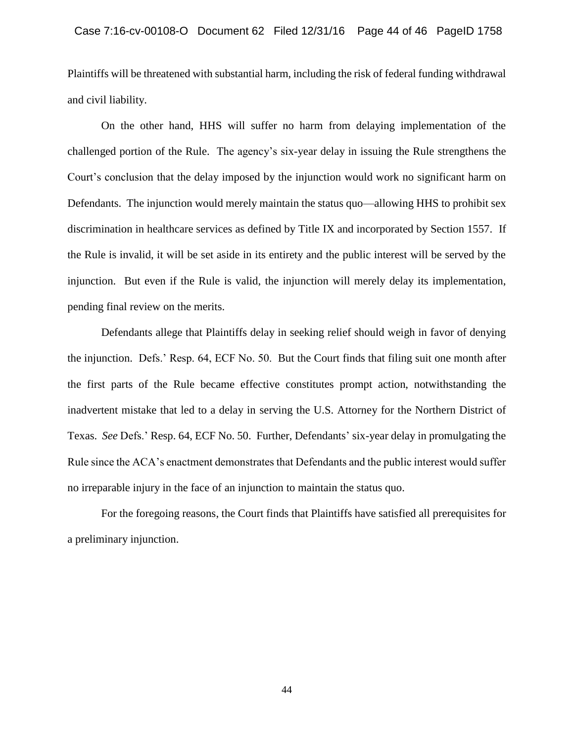Plaintiffs will be threatened with substantial harm, including the risk of federal funding withdrawal and civil liability.

On the other hand, HHS will suffer no harm from delaying implementation of the challenged portion of the Rule. The agency's six-year delay in issuing the Rule strengthens the Court's conclusion that the delay imposed by the injunction would work no significant harm on Defendants. The injunction would merely maintain the status quo—allowing HHS to prohibit sex discrimination in healthcare services as defined by Title IX and incorporated by Section 1557. If the Rule is invalid, it will be set aside in its entirety and the public interest will be served by the injunction. But even if the Rule is valid, the injunction will merely delay its implementation, pending final review on the merits.

Defendants allege that Plaintiffs delay in seeking relief should weigh in favor of denying the injunction. Defs.' Resp. 64, ECF No. 50. But the Court finds that filing suit one month after the first parts of the Rule became effective constitutes prompt action, notwithstanding the inadvertent mistake that led to a delay in serving the U.S. Attorney for the Northern District of Texas. *See* Defs.' Resp. 64, ECF No. 50. Further, Defendants' six-year delay in promulgating the Rule since the ACA's enactment demonstrates that Defendants and the public interest would suffer no irreparable injury in the face of an injunction to maintain the status quo.

For the foregoing reasons, the Court finds that Plaintiffs have satisfied all prerequisites for a preliminary injunction.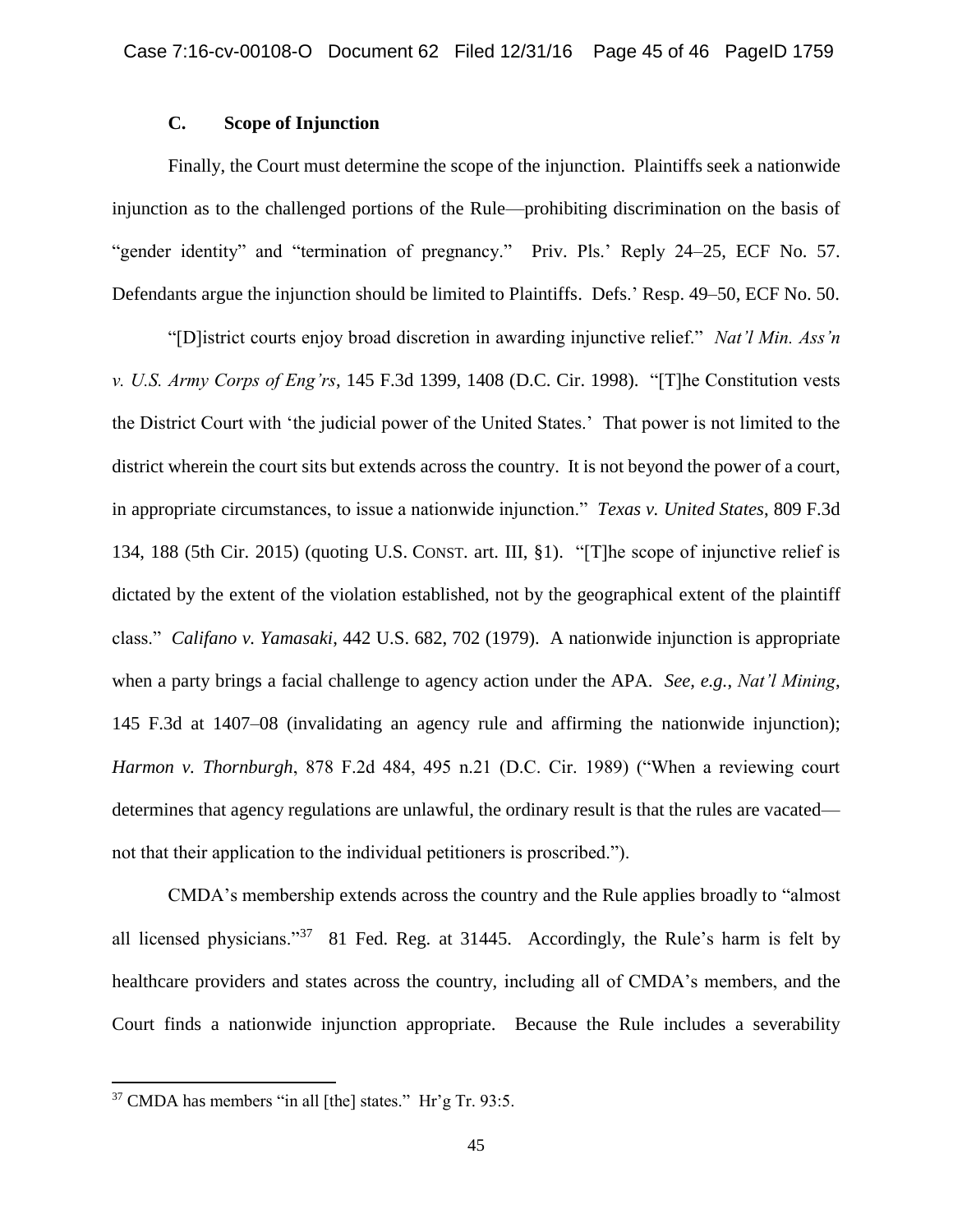### C. Scope of Injunction

Finally, the Court must determine the scope of the injunction. Plaintiffs seek a nationwide injunction as to the challenged portions of the Rule—prohibiting discrimination on the basis of "gender identity" and "termination of pregnancy." Priv. Pls.' Reply 24–25, ECF No. 57. Defendants argue the injunction should be limited to Plaintiffs. Defs.' Resp. 49–50, ECF No. 50.

"[D]istrict courts enjoy broad discretion in awarding injunctive relief." *Nat'l Min. Ass'n v. U.S. Army Corps of Eng'rs*, 145 F.3d 1399, 1408 (D.C. Cir. 1998). "[T]he Constitution vests the District Court with 'the judicial power of the United States.' That power is not limited to the district wherein the court sits but extends across the country. It is not beyond the power of a court, in appropriate circumstances, to issue a nationwide injunction." *Texas v. United States*, 809 F.3d 134, 188 (5th Cir. 2015) (quoting U.S. CONST. art. III, §1). "[T]he scope of injunctive relief is dictated by the extent of the violation established, not by the geographical extent of the plaintiff class." *Califano v. Yamasaki*, 442 U.S. 682, 702 (1979). A nationwide injunction is appropriate when a party brings a facial challenge to agency action under the APA. *See, e.g.*, *Nat'l Mining*, 145 F.3d at 1407–08 (invalidating an agency rule and affirming the nationwide injunction); *Harmon v. Thornburgh*, 878 F.2d 484, 495 n.21 (D.C. Cir. 1989) ("When a reviewing court determines that agency regulations are unlawful, the ordinary result is that the rules are vacated—not that their application to the individual petitioners is proscribed.").

CMDA's membership extends across the country and the Rule applies broadly to "almost all licensed physicians."[37] 81 Fed. Reg. at 31445. Accordingly, the Rule's harm is felt by healthcare providers and states across the country, including all of CMDA's members, and the Court finds a nationwide injunction appropriate. Because the Rule includes a severability

---

[37] CMDA has members "in all [the] states." Hr'g Tr. 93:5.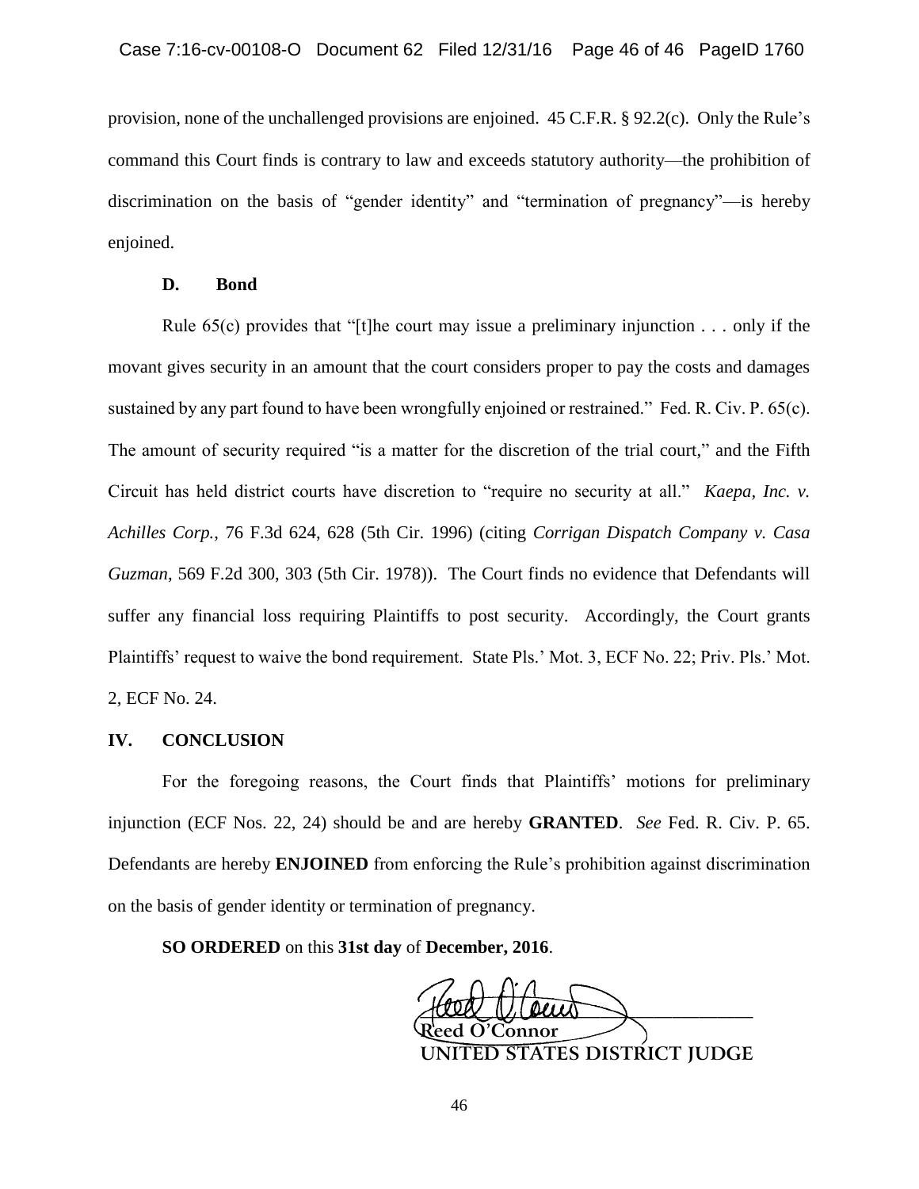provision, none of the unchallenged provisions are enjoined. 45 C.F.R. § 92.2(c). Only the Rule's command this Court finds is contrary to law and exceeds statutory authority—the prohibition of discrimination on the basis of "gender identity" and "termination of pregnancy"—is hereby enjoined.

### D. Bond

Rule 65(c) provides that "[t]he court may issue a preliminary injunction . . . only if the movant gives security in an amount that the court considers proper to pay the costs and damages sustained by any part found to have been wrongfully enjoined or restrained." Fed. R. Civ. P. 65(c). The amount of security required "is a matter for the discretion of the trial court," and the Fifth Circuit has held district courts have discretion to "require no security at all." *Kaepa, Inc. v. Achilles Corp.*, 76 F.3d 624, 628 (5th Cir. 1996) (citing *Corrigan Dispatch Company v. Casa Guzman*, 569 F.2d 300, 303 (5th Cir. 1978)). The Court finds no evidence that Defendants will suffer any financial loss requiring Plaintiffs to post security. Accordingly, the Court grants Plaintiffs' request to waive the bond requirement. State Pls.' Mot. 3, ECF No. 22; Priv. Pls.' Mot. 2, ECF No. 24.

## IV. CONCLUSION

For the foregoing reasons, the Court finds that Plaintiffs' motions for preliminary injunction (ECF Nos. 22, 24) should be and are hereby **GRANTED**. *See* Fed. R. Civ. P. 65. Defendants are hereby **ENJOINED** from enforcing the Rule's prohibition against discrimination on the basis of gender identity or termination of pregnancy.

**SO ORDERED** on this **31st day** of **December, 2016**.

Reed O'Connor
UNITED STATES DISTRICT JUDGE